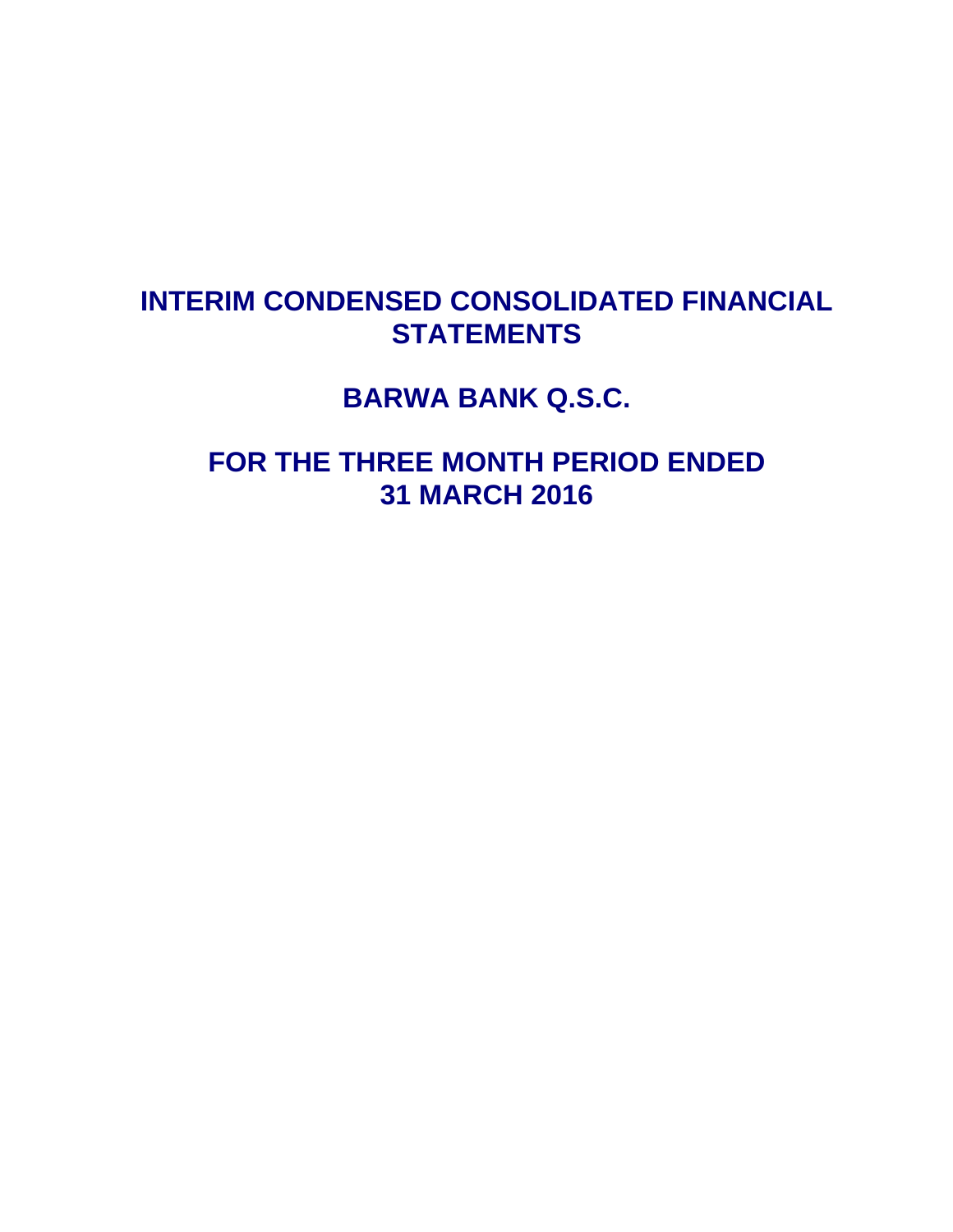# INTERIM CONDENSED CONSOLIDATED FINANCIAL STATEMENTS

# BARWA BANK Q.S.C.

# FOR THE THREE MONTH PERIOD ENDED 31 MARCH 2016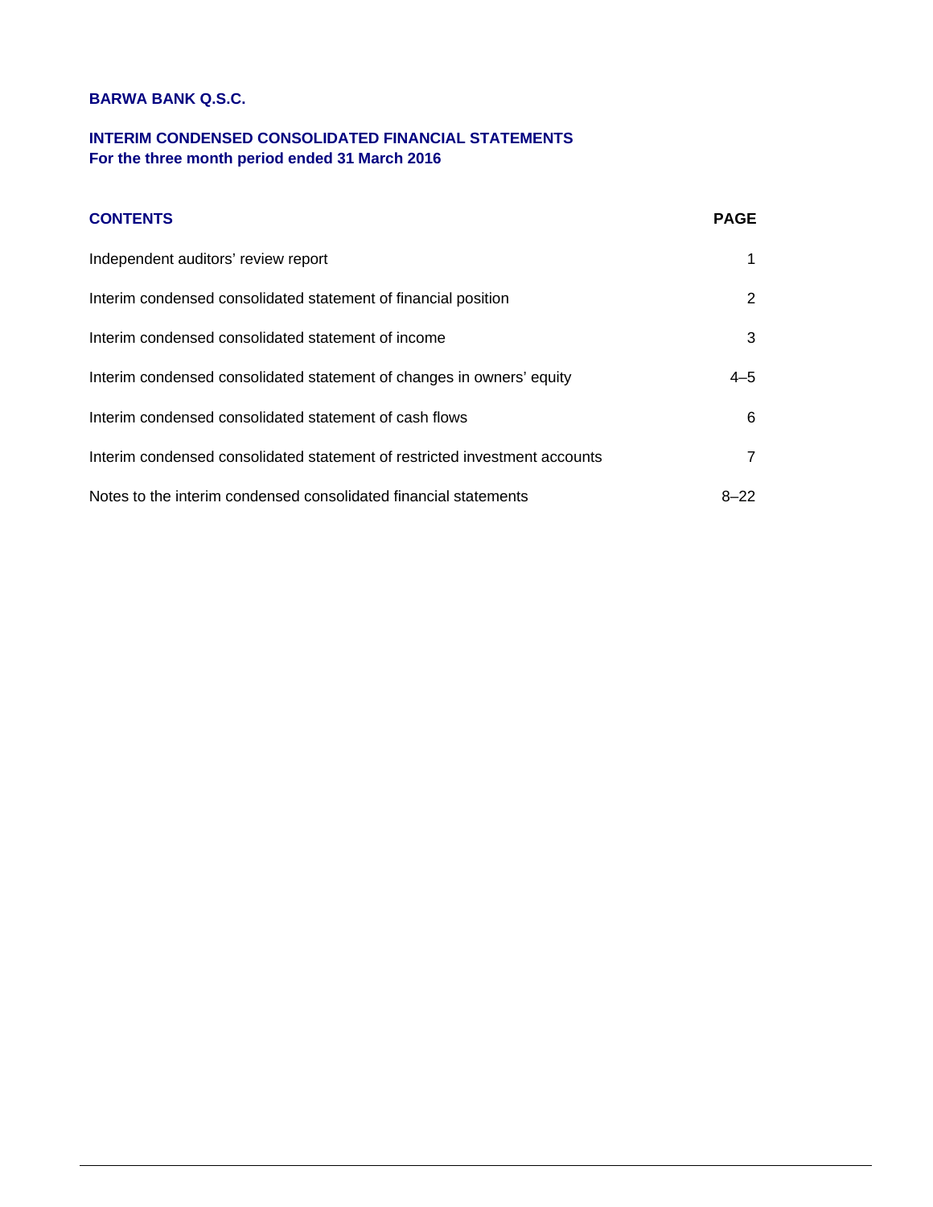**BARWA BANK Q.S.C.**

**INTERIM CONDENSED CONSOLIDATED FINANCIAL STATEMENTS**
**For the three month period ended 31 March 2016**

| **CONTENTS** | **PAGE** |
|---|---|
| Independent auditors' review report | 1 |
| Interim condensed consolidated statement of financial position | 2 |
| Interim condensed consolidated statement of income | 3 |
| Interim condensed consolidated statement of changes in owners' equity | 4–5 |
| Interim condensed consolidated statement of cash flows | 6 |
| Interim condensed consolidated statement of restricted investment accounts | 7 |
| Notes to the interim condensed consolidated financial statements | 8–22 |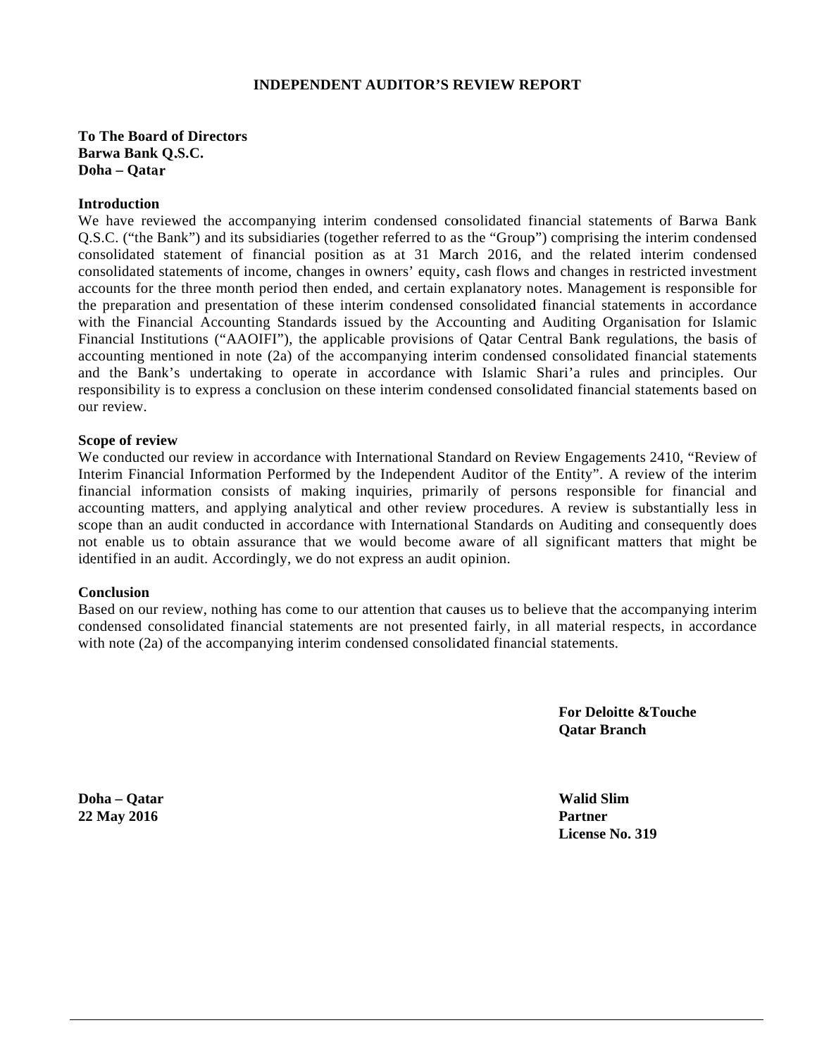# INDEPENDENT AUDITOR'S REVIEW REPORT

**To The Board of Directors**
**Barwa Bank Q.S.C.**
**Doha – Qatar**

**Introduction**

We have reviewed the accompanying interim condensed consolidated financial statements of Barwa Bank Q.S.C. ("the Bank") and its subsidiaries (together referred to as the "Group") comprising the interim condensed consolidated statement of financial position as at 31 March 2016, and the related interim condensed consolidated statements of income, changes in owners' equity, cash flows and changes in restricted investment accounts for the three month period then ended, and certain explanatory notes. Management is responsible for the preparation and presentation of these interim condensed consolidated financial statements in accordance with the Financial Accounting Standards issued by the Accounting and Auditing Organisation for Islamic Financial Institutions ("AAOIFI"), the applicable provisions of Qatar Central Bank regulations, the basis of accounting mentioned in note (2a) of the accompanying interim condensed consolidated financial statements and the Bank's undertaking to operate in accordance with Islamic Shari'a rules and principles. Our responsibility is to express a conclusion on these interim condensed consolidated financial statements based on our review.

**Scope of review**

We conducted our review in accordance with International Standard on Review Engagements 2410, "Review of Interim Financial Information Performed by the Independent Auditor of the Entity". A review of the interim financial information consists of making inquiries, primarily of persons responsible for financial and accounting matters, and applying analytical and other review procedures. A review is substantially less in scope than an audit conducted in accordance with International Standards on Auditing and consequently does not enable us to obtain assurance that we would become aware of all significant matters that might be identified in an audit. Accordingly, we do not express an audit opinion.

**Conclusion**

Based on our review, nothing has come to our attention that causes us to believe that the accompanying interim condensed consolidated financial statements are not presented fairly, in all material respects, in accordance with note (2a) of the accompanying interim condensed consolidated financial statements.

**For Deloitte &Touche**
**Qatar Branch**

**Doha – Qatar**
**22 May 2016**

**Walid Slim**
**Partner**
**License No. 319**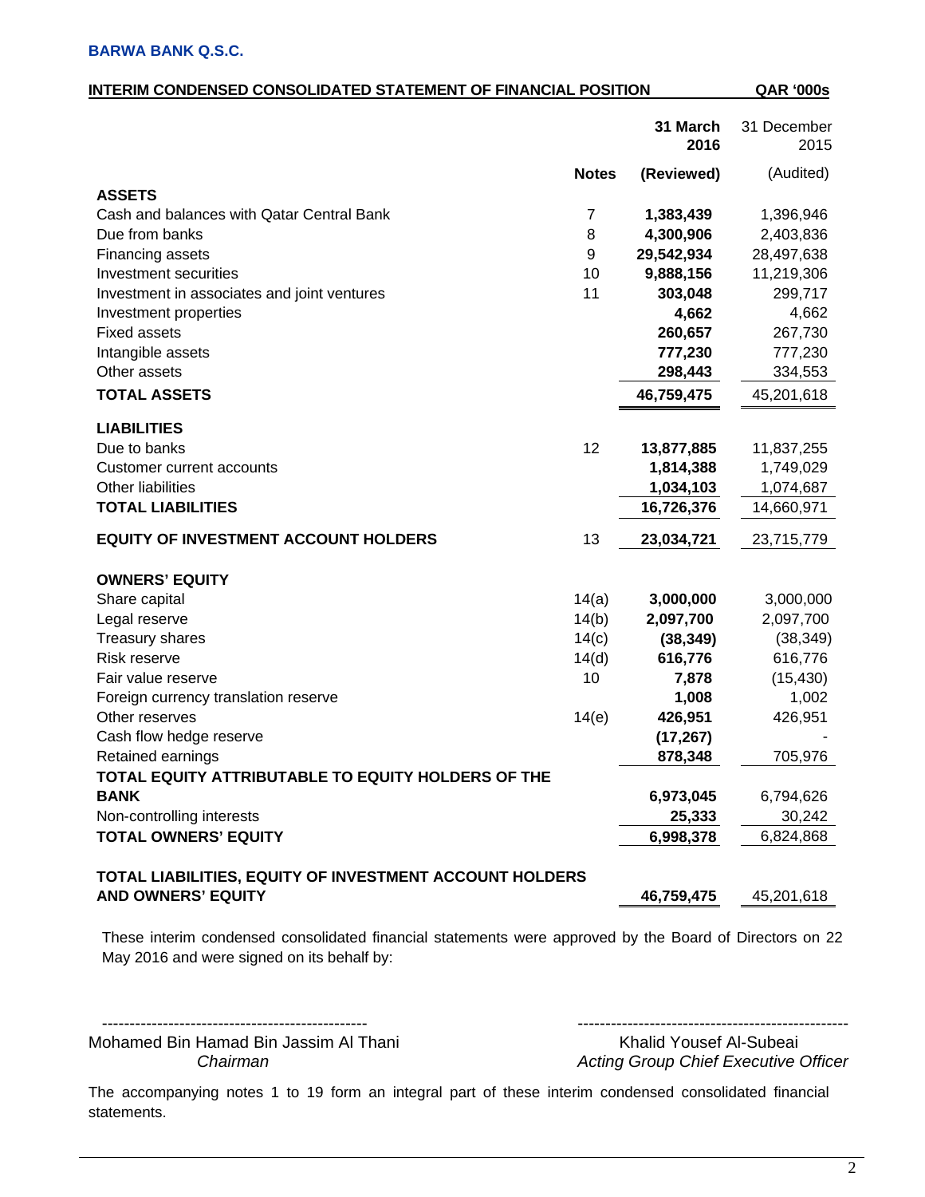**BARWA BANK Q.S.C.**

**INTERIM CONDENSED CONSOLIDATED STATEMENT OF FINANCIAL POSITION** — **QAR '000s**

| | Notes | 31 March 2016 (Reviewed) | 31 December 2015 (Audited) |
|---|---|---|---|
| **ASSETS** | | | |
| Cash and balances with Qatar Central Bank | 7 | **1,383,439** | 1,396,946 |
| Due from banks | 8 | **4,300,906** | 2,403,836 |
| Financing assets | 9 | **29,542,934** | 28,497,638 |
| Investment securities | 10 | **9,888,156** | 11,219,306 |
| Investment in associates and joint ventures | 11 | **303,048** | 299,717 |
| Investment properties | | **4,662** | 4,662 |
| Fixed assets | | **260,657** | 267,730 |
| Intangible assets | | **777,230** | 777,230 |
| Other assets | | **298,443** | 334,553 |
| **TOTAL ASSETS** | | **46,759,475** | 45,201,618 |
| **LIABILITIES** | | | |
| Due to banks | 12 | **13,877,885** | 11,837,255 |
| Customer current accounts | | **1,814,388** | 1,749,029 |
| Other liabilities | | **1,034,103** | 1,074,687 |
| **TOTAL LIABILITIES** | | **16,726,376** | 14,660,971 |
| **EQUITY OF INVESTMENT ACCOUNT HOLDERS** | 13 | **23,034,721** | 23,715,779 |
| **OWNERS' EQUITY** | | | |
| Share capital | 14(a) | **3,000,000** | 3,000,000 |
| Legal reserve | 14(b) | **2,097,700** | 2,097,700 |
| Treasury shares | 14(c) | **(38,349)** | (38,349) |
| Risk reserve | 14(d) | **616,776** | 616,776 |
| Fair value reserve | 10 | **7,878** | (15,430) |
| Foreign currency translation reserve | | **1,008** | 1,002 |
| Other reserves | 14(e) | **426,951** | 426,951 |
| Cash flow hedge reserve | | **(17,267)** | - |
| Retained earnings | | **878,348** | 705,976 |
| **TOTAL EQUITY ATTRIBUTABLE TO EQUITY HOLDERS OF THE BANK** | | **6,973,045** | 6,794,626 |
| Non-controlling interests | | **25,333** | 30,242 |
| **TOTAL OWNERS' EQUITY** | | **6,998,378** | 6,824,868 |
| **TOTAL LIABILITIES, EQUITY OF INVESTMENT ACCOUNT HOLDERS AND OWNERS' EQUITY** | | **46,759,475** | 45,201,618 |

These interim condensed consolidated financial statements were approved by the Board of Directors on 22 May 2016 and were signed on its behalf by:

| ------------------------------------------------ | ------------------------------------------------ |
|---|---|
| Mohamed Bin Hamad Bin Jassim Al Thani | Khalid Yousef Al-Subeai |
| *Chairman* | *Acting Group Chief Executive Officer* |

The accompanying notes 1 to 19 form an integral part of these interim condensed consolidated financial statements.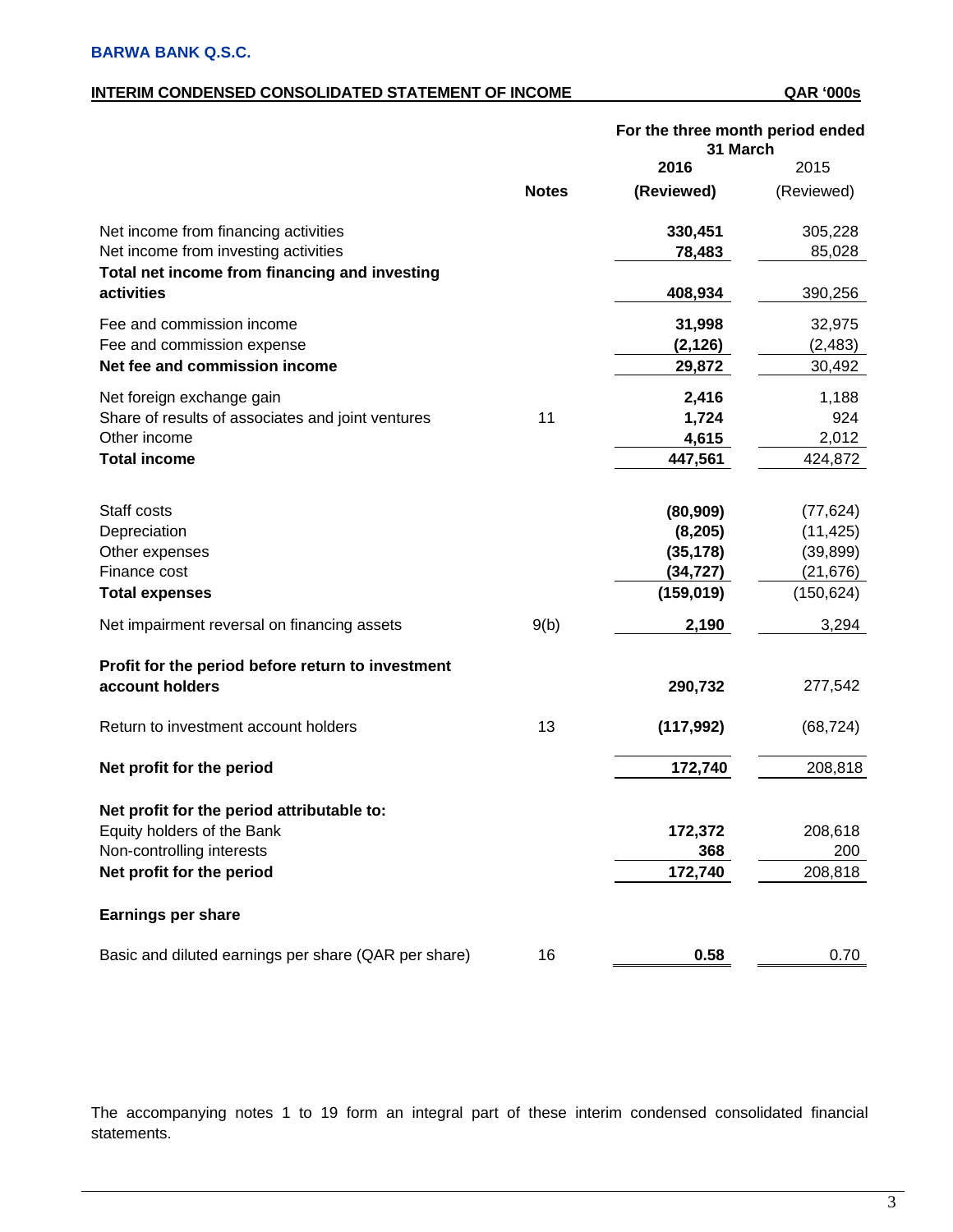**BARWA BANK Q.S.C.**

**INTERIM CONDENSED CONSOLIDATED STATEMENT OF INCOME** **QAR '000s**

| | Notes | For the three month period ended 31 March 2016 (Reviewed) | 2015 (Reviewed) |
|---|---|---|---|
| Net income from financing activities | | **330,451** | 305,228 |
| Net income from investing activities | | **78,483** | 85,028 |
| **Total net income from financing and investing activities** | | **408,934** | 390,256 |
| Fee and commission income | | **31,998** | 32,975 |
| Fee and commission expense | | **(2,126)** | (2,483) |
| **Net fee and commission income** | | **29,872** | 30,492 |
| Net foreign exchange gain | | **2,416** | 1,188 |
| Share of results of associates and joint ventures | 11 | **1,724** | 924 |
| Other income | | **4,615** | 2,012 |
| **Total income** | | **447,561** | 424,872 |
| Staff costs | | **(80,909)** | (77,624) |
| Depreciation | | **(8,205)** | (11,425) |
| Other expenses | | **(35,178)** | (39,899) |
| Finance cost | | **(34,727)** | (21,676) |
| **Total expenses** | | **(159,019)** | (150,624) |
| Net impairment reversal on financing assets | 9(b) | **2,190** | 3,294 |
| **Profit for the period before return to investment account holders** | | **290,732** | 277,542 |
| Return to investment account holders | 13 | **(117,992)** | (68,724) |
| **Net profit for the period** | | **172,740** | 208,818 |
| **Net profit for the period attributable to:** | | | |
| Equity holders of the Bank | | **172,372** | 208,618 |
| Non-controlling interests | | **368** | 200 |
| **Net profit for the period** | | **172,740** | 208,818 |
| **Earnings per share** | | | |
| Basic and diluted earnings per share (QAR per share) | 16 | **0.58** | 0.70 |

The accompanying notes 1 to 19 form an integral part of these interim condensed consolidated financial statements.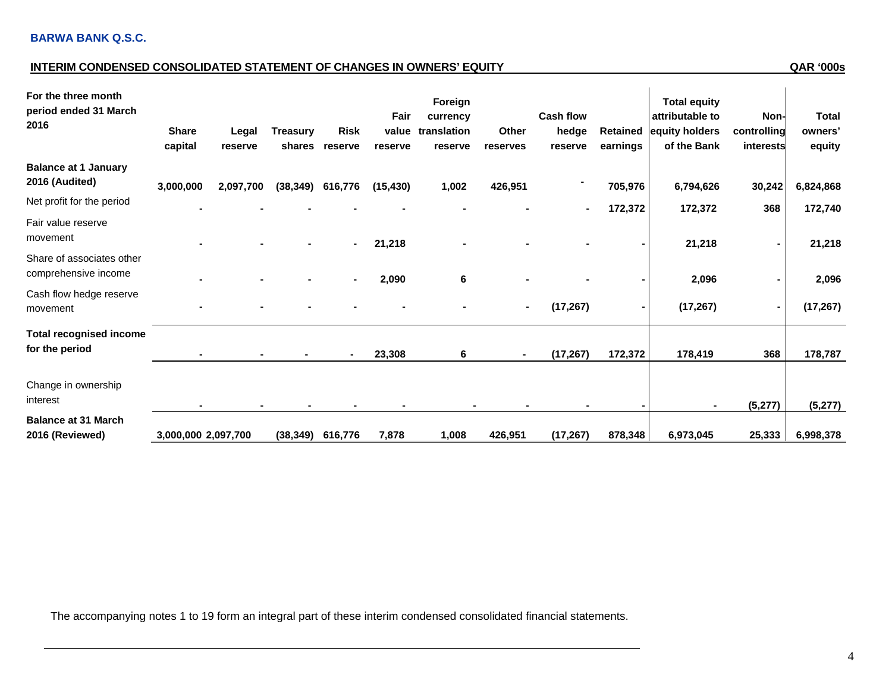**BARWA BANK Q.S.C.**

**INTERIM CONDENSED CONSOLIDATED STATEMENT OF CHANGES IN OWNERS' EQUITY** — QAR '000s

| For the three month period ended 31 March 2016 | Share capital | Legal reserve | Treasury shares | Risk reserve | Fair value reserve | Foreign currency translation reserve | Other reserves | Cash flow hedge reserve | Retained earnings | Total equity attributable to equity holders of the Bank | Non-controlling interests | Total owners' equity |
|---|---|---|---|---|---|---|---|---|---|---|---|---|
| **Balance at 1 January 2016 (Audited)** | **3,000,000** | **2,097,700** | **(38,349)** | **616,776** | **(15,430)** | **1,002** | **426,951** | **-** | **705,976** | **6,794,626** | **30,242** | **6,824,868** |
| Net profit for the period | - | - | - | - | - | - | - | - | 172,372 | 172,372 | 368 | 172,740 |
| Fair value reserve movement | - | - | - | - | 21,218 | - | - | - | - | 21,218 | - | 21,218 |
| Share of associates other comprehensive income | - | - | - | - | 2,090 | 6 | - | - | - | 2,096 | - | 2,096 |
| Cash flow hedge reserve movement | - | - | - | - | - | - | - | (17,267) | - | (17,267) | - | (17,267) |
| **Total recognised income for the period** | **-** | **-** | **-** | **-** | **23,308** | **6** | **-** | **(17,267)** | **172,372** | **178,419** | **368** | **178,787** |
| Change in ownership interest | - | - | - | - | - | - | - | - | - | - | (5,277) | (5,277) |
| **Balance at 31 March 2016 (Reviewed)** | **3,000,000** | **2,097,700** | **(38,349)** | **616,776** | **7,878** | **1,008** | **426,951** | **(17,267)** | **878,348** | **6,973,045** | **25,333** | **6,998,378** |

The accompanying notes 1 to 19 form an integral part of these interim condensed consolidated financial statements.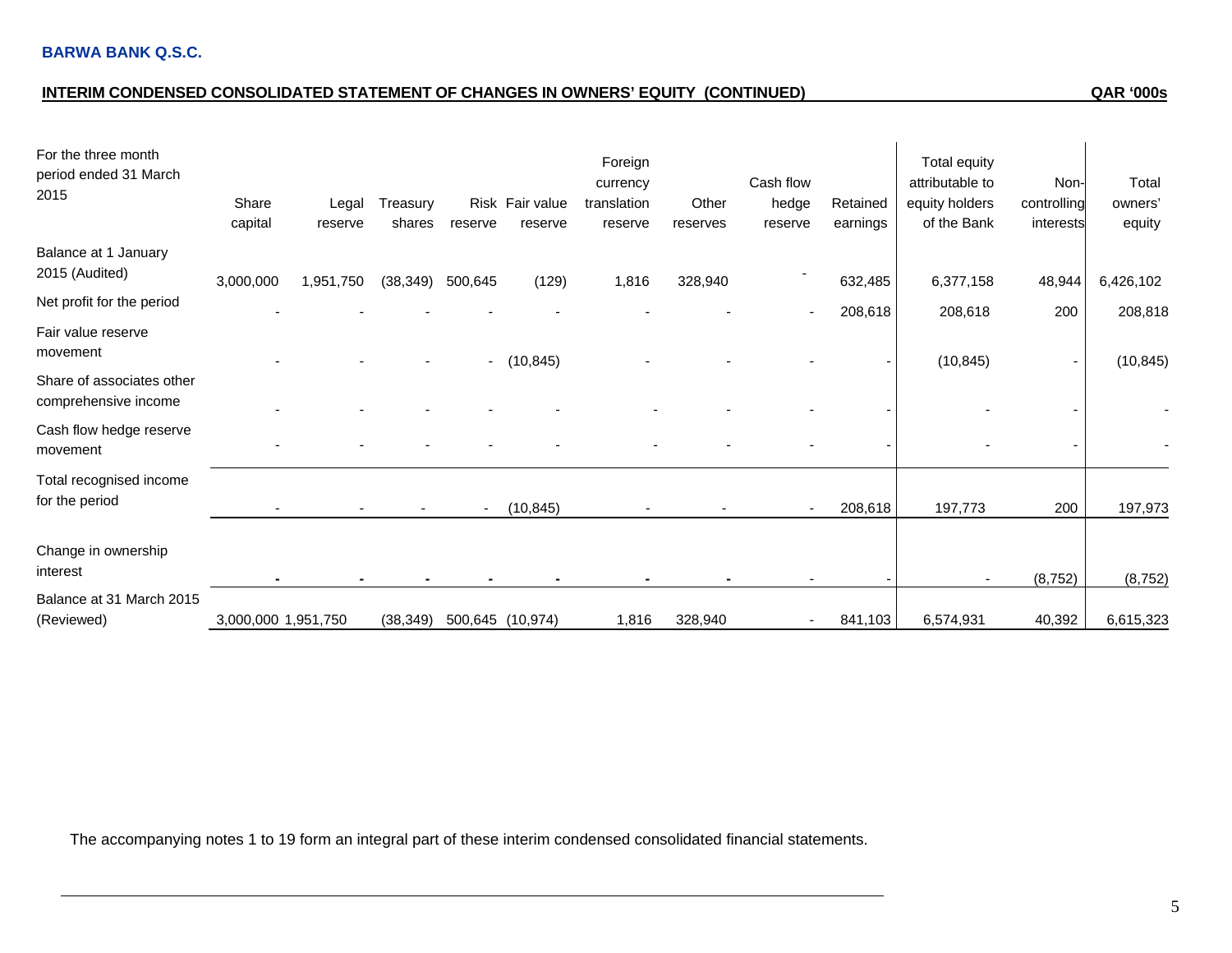**BARWA BANK Q.S.C.**

**INTERIM CONDENSED CONSOLIDATED STATEMENT OF CHANGES IN OWNERS' EQUITY (CONTINUED)** **QAR '000s**

| For the three month period ended 31 March 2015 | Share capital | Legal reserve | Treasury shares | Risk reserve | Fair value reserve | Foreign currency translation reserve | Other reserves | Cash flow hedge reserve | Retained earnings | Total equity attributable to equity holders of the Bank | Non-controlling interests | Total owners' equity |
|---|---|---|---|---|---|---|---|---|---|---|---|---|
| Balance at 1 January 2015 (Audited) | 3,000,000 | 1,951,750 | (38,349) | 500,645 | (129) | 1,816 | 328,940 | - | 632,485 | 6,377,158 | 48,944 | 6,426,102 |
| Net profit for the period | - | - | - | - | - | - | - | - | 208,618 | 208,618 | 200 | 208,818 |
| Fair value reserve movement | - | - | - | - | (10,845) | - | - | - | - | (10,845) | - | (10,845) |
| Share of associates other comprehensive income | - | - | - | - | - | - | - | - | - | - | - | - |
| Cash flow hedge reserve movement | - | - | - | - | - | - | - | - | - | - | - | - |
| Total recognised income for the period | - | - | - | - | (10,845) | - | - | - | 208,618 | 197,773 | 200 | 197,973 |
| Change in ownership interest | - | - | - | - | - | - | - | - | - | - | (8,752) | (8,752) |
| Balance at 31 March 2015 (Reviewed) | 3,000,000 | 1,951,750 | (38,349) | 500,645 | (10,974) | 1,816 | 328,940 | - | 841,103 | 6,574,931 | 40,392 | 6,615,323 |

The accompanying notes 1 to 19 form an integral part of these interim condensed consolidated financial statements.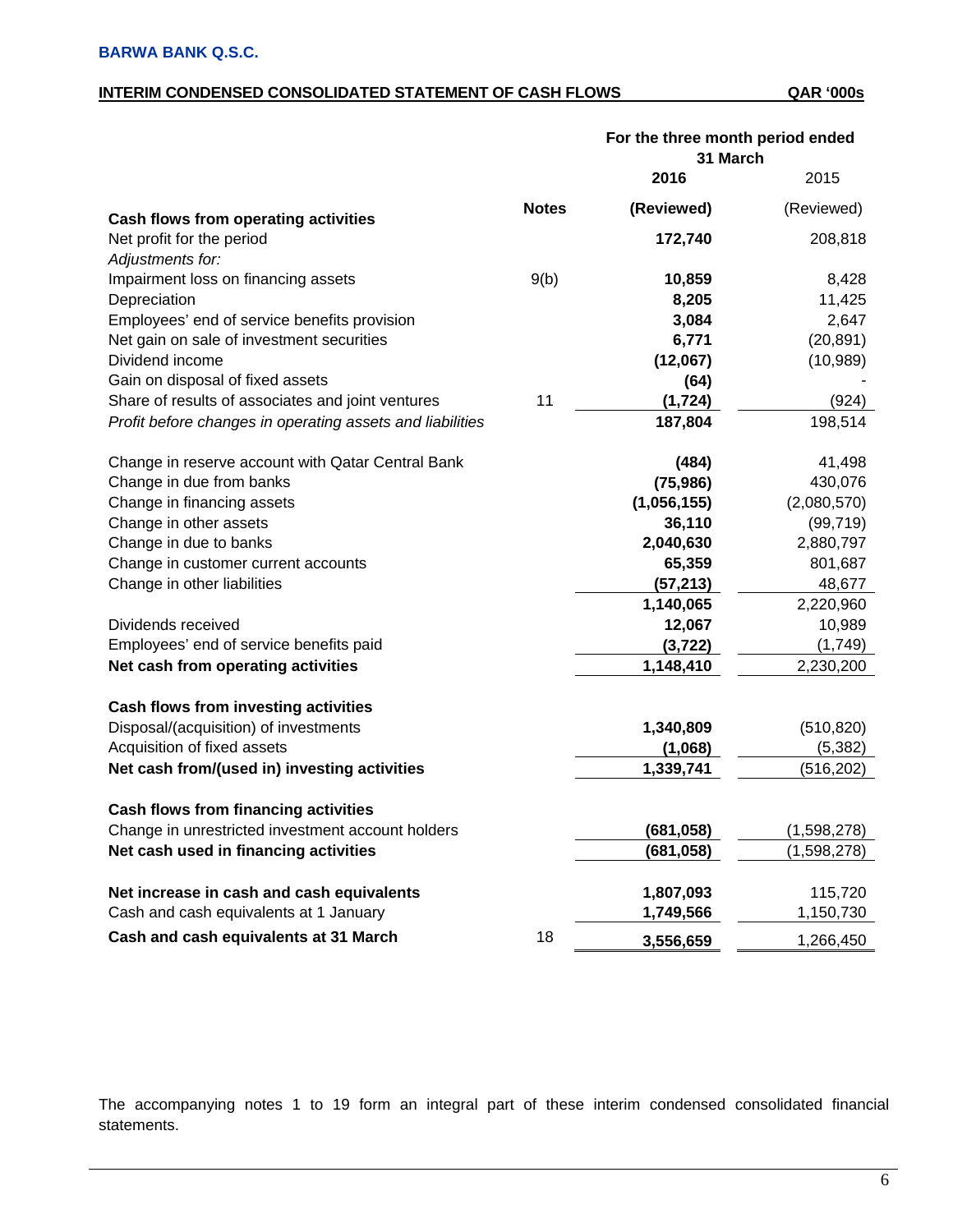**BARWA BANK Q.S.C.**

## INTERIM CONDENSED CONSOLIDATED STATEMENT OF CASH FLOWS

QAR '000s

| | Notes | For the three month period ended 31 March 2016 (Reviewed) | 2015 (Reviewed) |
|---|---|---|---|
| **Cash flows from operating activities** | | | |
| Net profit for the period | | **172,740** | 208,818 |
| *Adjustments for:* | | | |
| Impairment loss on financing assets | 9(b) | **10,859** | 8,428 |
| Depreciation | | **8,205** | 11,425 |
| Employees' end of service benefits provision | | **3,084** | 2,647 |
| Net gain on sale of investment securities | | **6,771** | (20,891) |
| Dividend income | | **(12,067)** | (10,989) |
| Gain on disposal of fixed assets | | **(64)** | - |
| Share of results of associates and joint ventures | 11 | **(1,724)** | (924) |
| *Profit before changes in operating assets and liabilities* | | **187,804** | 198,514 |
| | | | |
| Change in reserve account with Qatar Central Bank | | **(484)** | 41,498 |
| Change in due from banks | | **(75,986)** | 430,076 |
| Change in financing assets | | **(1,056,155)** | (2,080,570) |
| Change in other assets | | **36,110** | (99,719) |
| Change in due to banks | | **2,040,630** | 2,880,797 |
| Change in customer current accounts | | **65,359** | 801,687 |
| Change in other liabilities | | **(57,213)** | 48,677 |
| | | **1,140,065** | 2,220,960 |
| Dividends received | | **12,067** | 10,989 |
| Employees' end of service benefits paid | | **(3,722)** | (1,749) |
| **Net cash from operating activities** | | **1,148,410** | 2,230,200 |
| | | | |
| **Cash flows from investing activities** | | | |
| Disposal/(acquisition) of investments | | **1,340,809** | (510,820) |
| Acquisition of fixed assets | | **(1,068)** | (5,382) |
| **Net cash from/(used in) investing activities** | | **1,339,741** | (516,202) |
| | | | |
| **Cash flows from financing activities** | | | |
| Change in unrestricted investment account holders | | **(681,058)** | (1,598,278) |
| **Net cash used in financing activities** | | **(681,058)** | (1,598,278) |
| | | | |
| **Net increase in cash and cash equivalents** | | **1,807,093** | 115,720 |
| Cash and cash equivalents at 1 January | | **1,749,566** | 1,150,730 |
| **Cash and cash equivalents at 31 March** | 18 | **3,556,659** | 1,266,450 |

The accompanying notes 1 to 19 form an integral part of these interim condensed consolidated financial statements.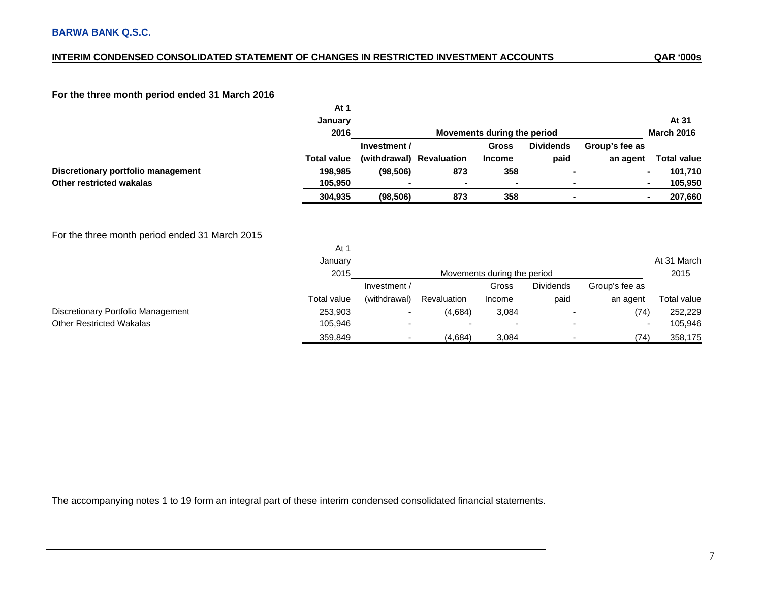**BARWA BANK Q.S.C.**

## INTERIM CONDENSED CONSOLIDATED STATEMENT OF CHANGES IN RESTRICTED INVESTMENT ACCOUNTS

QAR '000s

**For the three month period ended 31 March 2016**

| | At 1 January 2016 | Movements during the period | | | | | At 31 March 2016 |
|---|---|---|---|---|---|---|---|
| | **Total value** | **Investment / (withdrawal)** | **Revaluation** | **Gross Income** | **Dividends paid** | **Group's fee as an agent** | **Total value** |
| **Discretionary portfolio management** | **198,985** | **(98,506)** | **873** | **358** | **-** | **-** | **101,710** |
| **Other restricted wakalas** | **105,950** | **-** | **-** | **-** | **-** | **-** | **105,950** |
| | **304,935** | **(98,506)** | **873** | **358** | **-** | **-** | **207,660** |

For the three month period ended 31 March 2015

| | At 1 January 2015 | Movements during the period | | | | | At 31 March 2015 |
|---|---|---|---|---|---|---|---|
| | Total value | Investment / (withdrawal) | Revaluation | Gross Income | Dividends paid | Group's fee as an agent | Total value |
| Discretionary Portfolio Management | 253,903 | - | (4,684) | 3,084 | - | (74) | 252,229 |
| Other Restricted Wakalas | 105,946 | - | - | - | - | - | 105,946 |
| | 359,849 | - | (4,684) | 3,084 | - | (74) | 358,175 |

The accompanying notes 1 to 19 form an integral part of these interim condensed consolidated financial statements.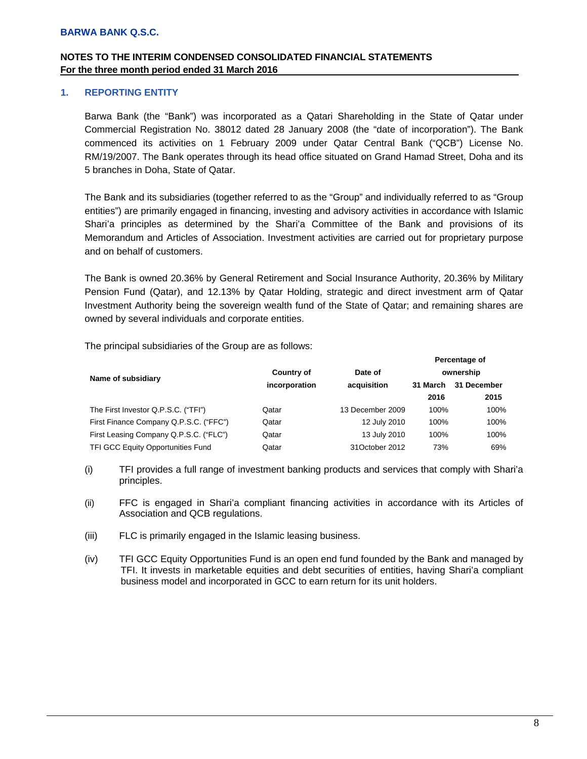## 1. REPORTING ENTITY

Barwa Bank (the "Bank") was incorporated as a Qatari Shareholding in the State of Qatar under Commercial Registration No. 38012 dated 28 January 2008 (the "date of incorporation"). The Bank commenced its activities on 1 February 2009 under Qatar Central Bank ("QCB") License No. RM/19/2007. The Bank operates through its head office situated on Grand Hamad Street, Doha and its 5 branches in Doha, State of Qatar.

The Bank and its subsidiaries (together referred to as the "Group" and individually referred to as "Group entities") are primarily engaged in financing, investing and advisory activities in accordance with Islamic Shari'a principles as determined by the Shari'a Committee of the Bank and provisions of its Memorandum and Articles of Association. Investment activities are carried out for proprietary purpose and on behalf of customers.

The Bank is owned 20.36% by General Retirement and Social Insurance Authority, 20.36% by Military Pension Fund (Qatar), and 12.13% by Qatar Holding, strategic and direct investment arm of Qatar Investment Authority being the sovereign wealth fund of the State of Qatar; and remaining shares are owned by several individuals and corporate entities.

The principal subsidiaries of the Group are as follows:

| Name of subsidiary | Country of incorporation | Date of acquisition | Percentage of ownership | |
|---|---|---|---|---|
| | | | 31 March 2016 | 31 December 2015 |
| The First Investor Q.P.S.C. ("TFI") | Qatar | 13 December 2009 | 100% | 100% |
| First Finance Company Q.P.S.C. ("FFC") | Qatar | 12 July 2010 | 100% | 100% |
| First Leasing Company Q.P.S.C. ("FLC") | Qatar | 13 July 2010 | 100% | 100% |
| TFI GCC Equity Opportunities Fund | Qatar | 31October 2012 | 73% | 69% |

(i) TFI provides a full range of investment banking products and services that comply with Shari'a principles.

(ii) FFC is engaged in Shari'a compliant financing activities in accordance with its Articles of Association and QCB regulations.

(iii) FLC is primarily engaged in the Islamic leasing business.

(iv) TFI GCC Equity Opportunities Fund is an open end fund founded by the Bank and managed by TFI. It invests in marketable equities and debt securities of entities, having Shari'a compliant business model and incorporated in GCC to earn return for its unit holders.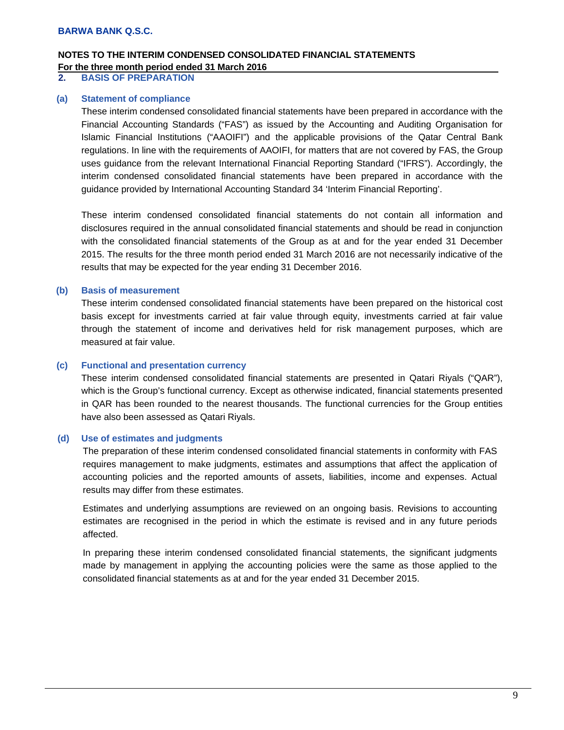## 2. BASIS OF PREPARATION

### (a) Statement of compliance

These interim condensed consolidated financial statements have been prepared in accordance with the Financial Accounting Standards ("FAS") as issued by the Accounting and Auditing Organisation for Islamic Financial Institutions ("AAOIFI") and the applicable provisions of the Qatar Central Bank regulations. In line with the requirements of AAOIFI, for matters that are not covered by FAS, the Group uses guidance from the relevant International Financial Reporting Standard ("IFRS"). Accordingly, the interim condensed consolidated financial statements have been prepared in accordance with the guidance provided by International Accounting Standard 34 'Interim Financial Reporting'.

These interim condensed consolidated financial statements do not contain all information and disclosures required in the annual consolidated financial statements and should be read in conjunction with the consolidated financial statements of the Group as at and for the year ended 31 December 2015. The results for the three month period ended 31 March 2016 are not necessarily indicative of the results that may be expected for the year ending 31 December 2016.

### (b) Basis of measurement

These interim condensed consolidated financial statements have been prepared on the historical cost basis except for investments carried at fair value through equity, investments carried at fair value through the statement of income and derivatives held for risk management purposes, which are measured at fair value.

### (c) Functional and presentation currency

These interim condensed consolidated financial statements are presented in Qatari Riyals ("QAR"), which is the Group's functional currency. Except as otherwise indicated, financial statements presented in QAR has been rounded to the nearest thousands. The functional currencies for the Group entities have also been assessed as Qatari Riyals.

### (d) Use of estimates and judgments

The preparation of these interim condensed consolidated financial statements in conformity with FAS requires management to make judgments, estimates and assumptions that affect the application of accounting policies and the reported amounts of assets, liabilities, income and expenses. Actual results may differ from these estimates.

Estimates and underlying assumptions are reviewed on an ongoing basis. Revisions to accounting estimates are recognised in the period in which the estimate is revised and in any future periods affected.

In preparing these interim condensed consolidated financial statements, the significant judgments made by management in applying the accounting policies were the same as those applied to the consolidated financial statements as at and for the year ended 31 December 2015.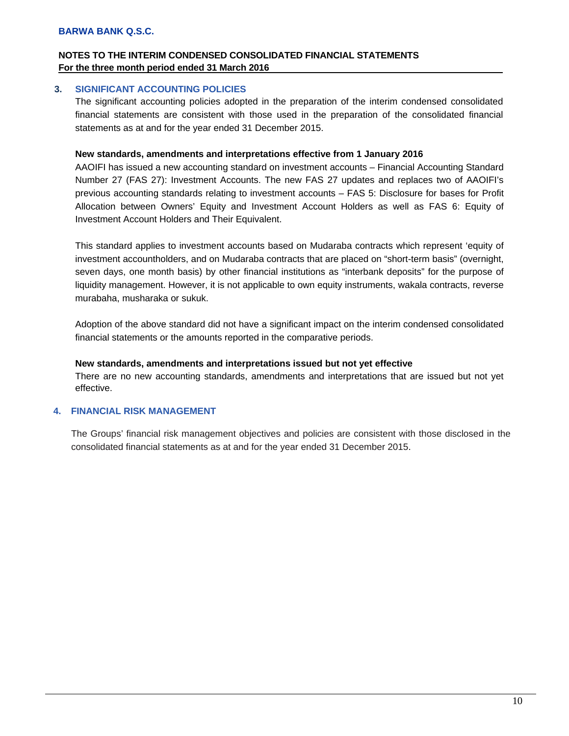## 3. SIGNIFICANT ACCOUNTING POLICIES

The significant accounting policies adopted in the preparation of the interim condensed consolidated financial statements are consistent with those used in the preparation of the consolidated financial statements as at and for the year ended 31 December 2015.

**New standards, amendments and interpretations effective from 1 January 2016**

AAOIFI has issued a new accounting standard on investment accounts – Financial Accounting Standard Number 27 (FAS 27): Investment Accounts. The new FAS 27 updates and replaces two of AAOIFI's previous accounting standards relating to investment accounts – FAS 5: Disclosure for bases for Profit Allocation between Owners' Equity and Investment Account Holders as well as FAS 6: Equity of Investment Account Holders and Their Equivalent.

This standard applies to investment accounts based on Mudaraba contracts which represent 'equity of investment accountholders, and on Mudaraba contracts that are placed on "short-term basis" (overnight, seven days, one month basis) by other financial institutions as "interbank deposits" for the purpose of liquidity management. However, it is not applicable to own equity instruments, wakala contracts, reverse murabaha, musharaka or sukuk.

Adoption of the above standard did not have a significant impact on the interim condensed consolidated financial statements or the amounts reported in the comparative periods.

**New standards, amendments and interpretations issued but not yet effective**

There are no new accounting standards, amendments and interpretations that are issued but not yet effective.

## 4. FINANCIAL RISK MANAGEMENT

The Groups' financial risk management objectives and policies are consistent with those disclosed in the consolidated financial statements as at and for the year ended 31 December 2015.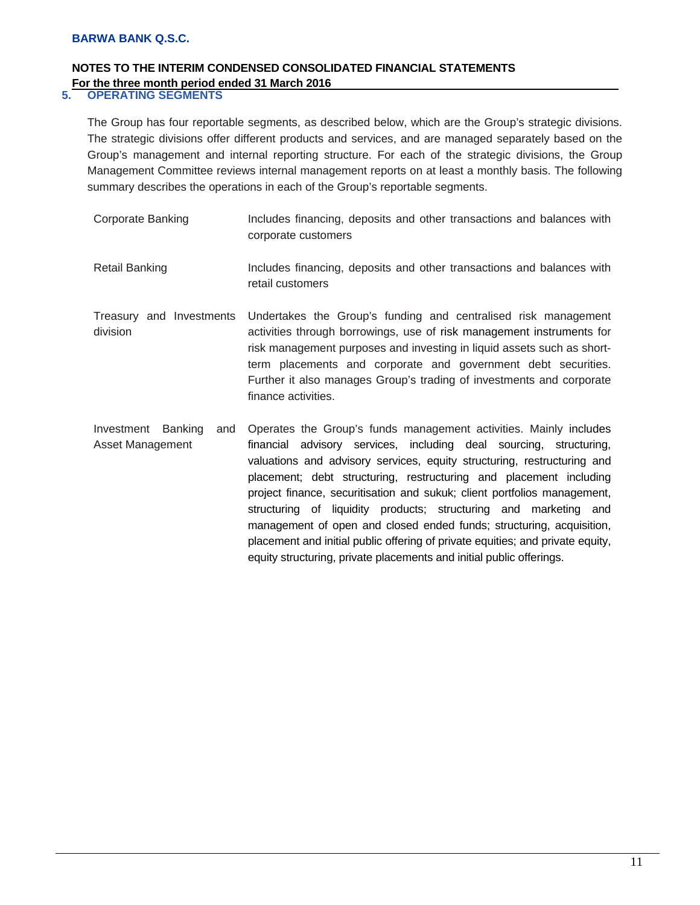## 5. OPERATING SEGMENTS

The Group has four reportable segments, as described below, which are the Group's strategic divisions. The strategic divisions offer different products and services, and are managed separately based on the Group's management and internal reporting structure. For each of the strategic divisions, the Group Management Committee reviews internal management reports on at least a monthly basis. The following summary describes the operations in each of the Group's reportable segments.

| | |
|---|---|
| Corporate Banking | Includes financing, deposits and other transactions and balances with corporate customers |
| Retail Banking | Includes financing, deposits and other transactions and balances with retail customers |
| Treasury and Investments division | Undertakes the Group's funding and centralised risk management activities through borrowings, use of risk management instruments for risk management purposes and investing in liquid assets such as short-term placements and corporate and government debt securities. Further it also manages Group's trading of investments and corporate finance activities. |
| Investment Banking and Asset Management | Operates the Group's funds management activities. Mainly includes financial advisory services, including deal sourcing, structuring, valuations and advisory services, equity structuring, restructuring and placement; debt structuring, restructuring and placement including project finance, securitisation and sukuk; client portfolios management, structuring of liquidity products; structuring and marketing and management of open and closed ended funds; structuring, acquisition, placement and initial public offering of private equities; and private equity, equity structuring, private placements and initial public offerings. |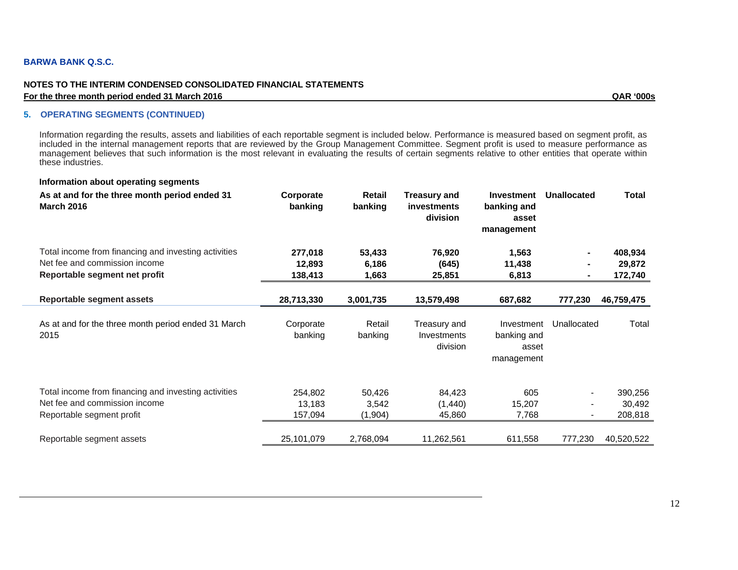**BARWA BANK Q.S.C.**

**NOTES TO THE INTERIM CONDENSED CONSOLIDATED FINANCIAL STATEMENTS**
**For the three month period ended 31 March 2016** **QAR '000s**

## 5. OPERATING SEGMENTS (CONTINUED)

Information regarding the results, assets and liabilities of each reportable segment is included below. Performance is measured based on segment profit, as included in the internal management reports that are reviewed by the Group Management Committee. Segment profit is used to measure performance as management believes that such information is the most relevant in evaluating the results of certain segments relative to other entities that operate within these industries.

**Information about operating segments**

| **As at and for the three month period ended 31 March 2016** | **Corporate banking** | **Retail banking** | **Treasury and investments division** | **Investment banking and asset management** | **Unallocated** | **Total** |
|---|---|---|---|---|---|---|
| Total income from financing and investing activities | **277,018** | **53,433** | **76,920** | **1,563** | **-** | **408,934** |
| Net fee and commission income | **12,893** | **6,186** | **(645)** | **11,438** | **-** | **29,872** |
| **Reportable segment net profit** | **138,413** | **1,663** | **25,851** | **6,813** | **-** | **172,740** |
| **Reportable segment assets** | **28,713,330** | **3,001,735** | **13,579,498** | **687,682** | **777,230** | **46,759,475** |

| As at and for the three month period ended 31 March 2015 | Corporate banking | Retail banking | Treasury and Investments division | Investment banking and asset management | Unallocated | Total |
|---|---|---|---|---|---|---|
| Total income from financing and investing activities | 254,802 | 50,426 | 84,423 | 605 | - | 390,256 |
| Net fee and commission income | 13,183 | 3,542 | (1,440) | 15,207 | - | 30,492 |
| Reportable segment profit | 157,094 | (1,904) | 45,860 | 7,768 | - | 208,818 |
| Reportable segment assets | 25,101,079 | 2,768,094 | 11,262,561 | 611,558 | 777,230 | 40,520,522 |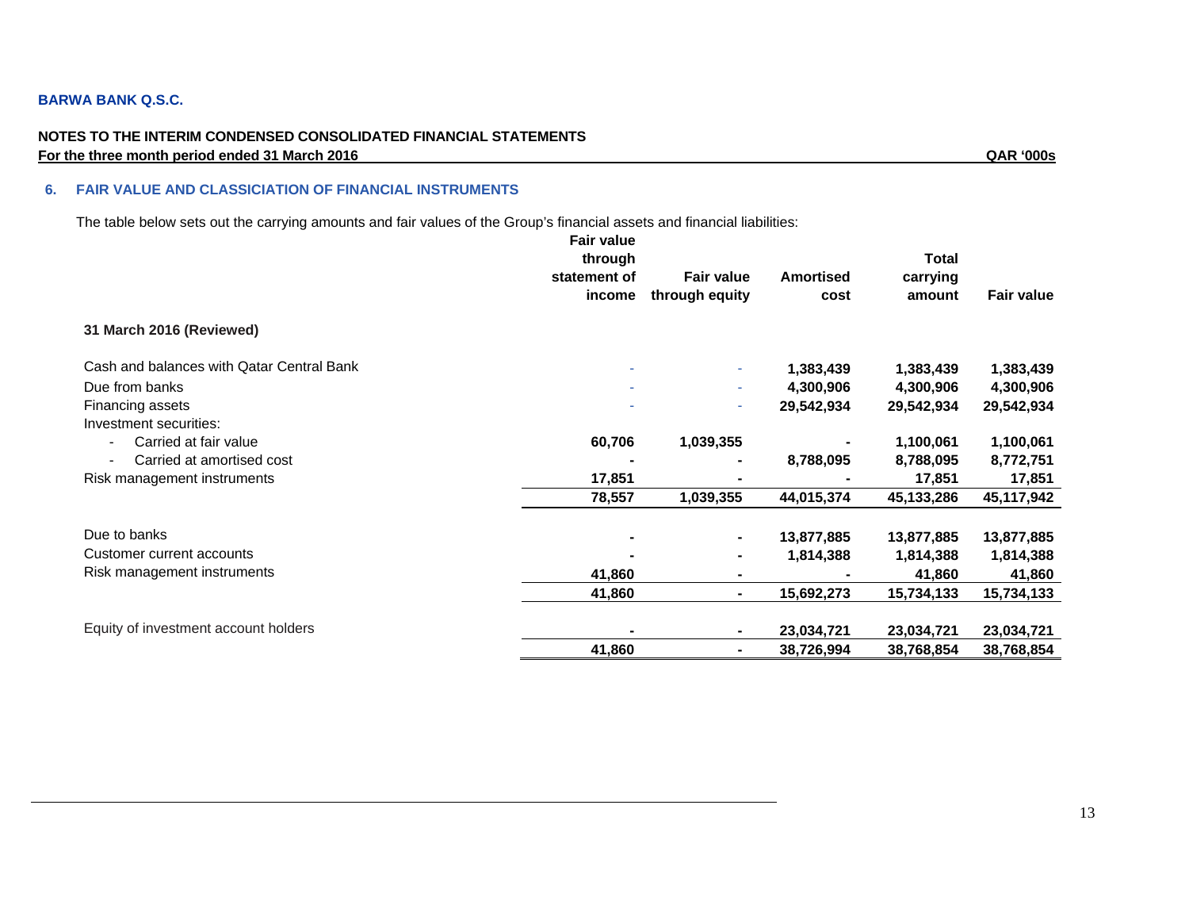**BARWA BANK Q.S.C.**

**NOTES TO THE INTERIM CONDENSED CONSOLIDATED FINANCIAL STATEMENTS**
**For the three month period ended 31 March 2016** **QAR '000s**

## 6. FAIR VALUE AND CLASSICIATION OF FINANCIAL INSTRUMENTS

The table below sets out the carrying amounts and fair values of the Group's financial assets and financial liabilities:

| | Fair value through statement of income | Fair value through equity | Amortised cost | Total carrying amount | Fair value |
|---|---|---|---|---|---|
| **31 March 2016 (Reviewed)** | | | | | |
| Cash and balances with Qatar Central Bank | - | - | 1,383,439 | 1,383,439 | 1,383,439 |
| Due from banks | - | - | 4,300,906 | 4,300,906 | 4,300,906 |
| Financing assets | - | - | 29,542,934 | 29,542,934 | 29,542,934 |
| Investment securities: | | | | | |
| - Carried at fair value | 60,706 | 1,039,355 | - | 1,100,061 | 1,100,061 |
| - Carried at amortised cost | - | - | 8,788,095 | 8,788,095 | 8,772,751 |
| Risk management instruments | 17,851 | - | - | 17,851 | 17,851 |
| | 78,557 | 1,039,355 | 44,015,374 | 45,133,286 | 45,117,942 |
| Due to banks | - | - | 13,877,885 | 13,877,885 | 13,877,885 |
| Customer current accounts | - | - | 1,814,388 | 1,814,388 | 1,814,388 |
| Risk management instruments | 41,860 | - | - | 41,860 | 41,860 |
| | 41,860 | - | 15,692,273 | 15,734,133 | 15,734,133 |
| Equity of investment account holders | - | - | 23,034,721 | 23,034,721 | 23,034,721 |
| | 41,860 | - | 38,726,994 | 38,768,854 | 38,768,854 |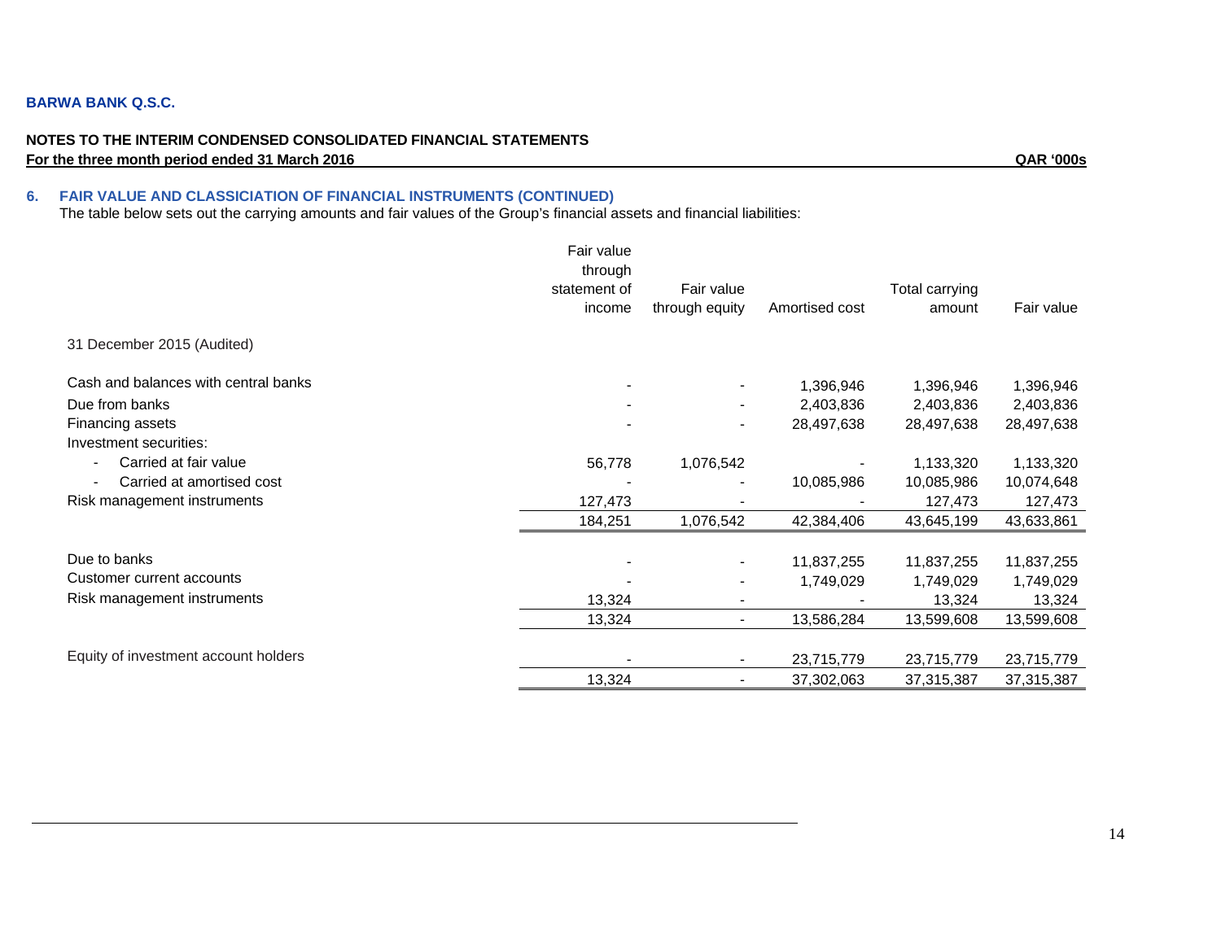**BARWA BANK Q.S.C.**

**NOTES TO THE INTERIM CONDENSED CONSOLIDATED FINANCIAL STATEMENTS**
**For the three month period ended 31 March 2016** **QAR '000s**

## 6. FAIR VALUE AND CLASSICIATION OF FINANCIAL INSTRUMENTS (CONTINUED)

The table below sets out the carrying amounts and fair values of the Group's financial assets and financial liabilities:

| | Fair value through statement of income | Fair value through equity | Amortised cost | Total carrying amount | Fair value |
|---|---|---|---|---|---|
| 31 December 2015 (Audited) | | | | | |
| Cash and balances with central banks | - | - | 1,396,946 | 1,396,946 | 1,396,946 |
| Due from banks | - | - | 2,403,836 | 2,403,836 | 2,403,836 |
| Financing assets | - | - | 28,497,638 | 28,497,638 | 28,497,638 |
| Investment securities: | | | | | |
| - Carried at fair value | 56,778 | 1,076,542 | - | 1,133,320 | 1,133,320 |
| - Carried at amortised cost | - | - | 10,085,986 | 10,085,986 | 10,074,648 |
| Risk management instruments | 127,473 | - | - | 127,473 | 127,473 |
| | 184,251 | 1,076,542 | 42,384,406 | 43,645,199 | 43,633,861 |
| Due to banks | - | - | 11,837,255 | 11,837,255 | 11,837,255 |
| Customer current accounts | - | - | 1,749,029 | 1,749,029 | 1,749,029 |
| Risk management instruments | 13,324 | - | - | 13,324 | 13,324 |
| | 13,324 | - | 13,586,284 | 13,599,608 | 13,599,608 |
| Equity of investment account holders | - | - | 23,715,779 | 23,715,779 | 23,715,779 |
| | 13,324 | - | 37,302,063 | 37,315,387 | 37,315,387 |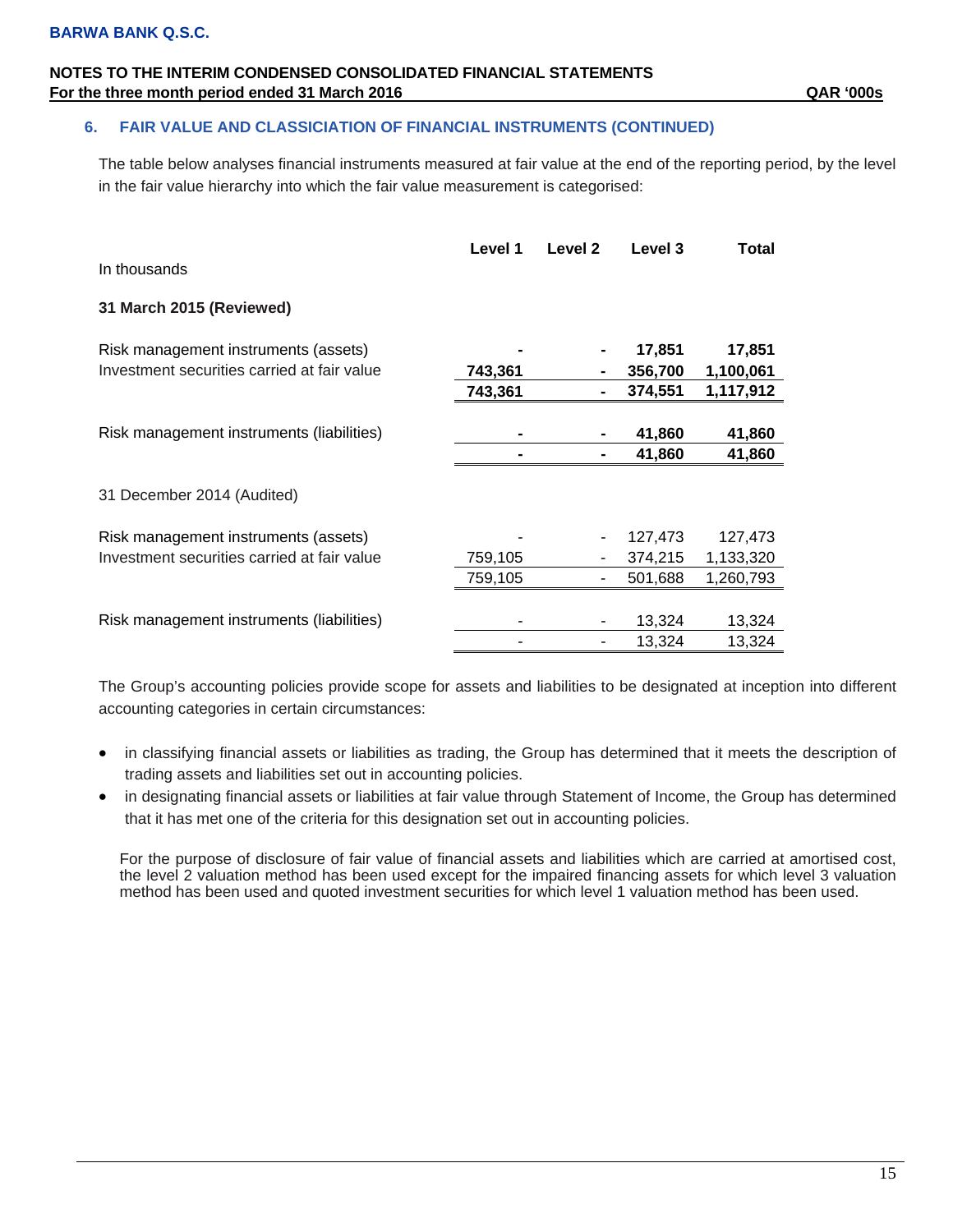## 6. FAIR VALUE AND CLASSICIATION OF FINANCIAL INSTRUMENTS (CONTINUED)

The table below analyses financial instruments measured at fair value at the end of the reporting period, by the level in the fair value hierarchy into which the fair value measurement is categorised:

| In thousands | Level 1 | Level 2 | Level 3 | Total |
|---|---|---|---|---|
| **31 March 2015 (Reviewed)** | | | | |
| Risk management instruments (assets) | **-** | **-** | **17,851** | **17,851** |
| Investment securities carried at fair value | **743,361** | **-** | **356,700** | **1,100,061** |
| | **743,361** | **-** | **374,551** | **1,117,912** |
| Risk management instruments (liabilities) | **-** | **-** | **41,860** | **41,860** |
| | **-** | **-** | **41,860** | **41,860** |
| 31 December 2014 (Audited) | | | | |
| Risk management instruments (assets) | - | - | 127,473 | 127,473 |
| Investment securities carried at fair value | 759,105 | - | 374,215 | 1,133,320 |
| | 759,105 | - | 501,688 | 1,260,793 |
| Risk management instruments (liabilities) | - | - | 13,324 | 13,324 |
| | - | - | 13,324 | 13,324 |

The Group's accounting policies provide scope for assets and liabilities to be designated at inception into different accounting categories in certain circumstances:

- in classifying financial assets or liabilities as trading, the Group has determined that it meets the description of trading assets and liabilities set out in accounting policies.
- in designating financial assets or liabilities at fair value through Statement of Income, the Group has determined that it has met one of the criteria for this designation set out in accounting policies.

For the purpose of disclosure of fair value of financial assets and liabilities which are carried at amortised cost, the level 2 valuation method has been used except for the impaired financing assets for which level 3 valuation method has been used and quoted investment securities for which level 1 valuation method has been used.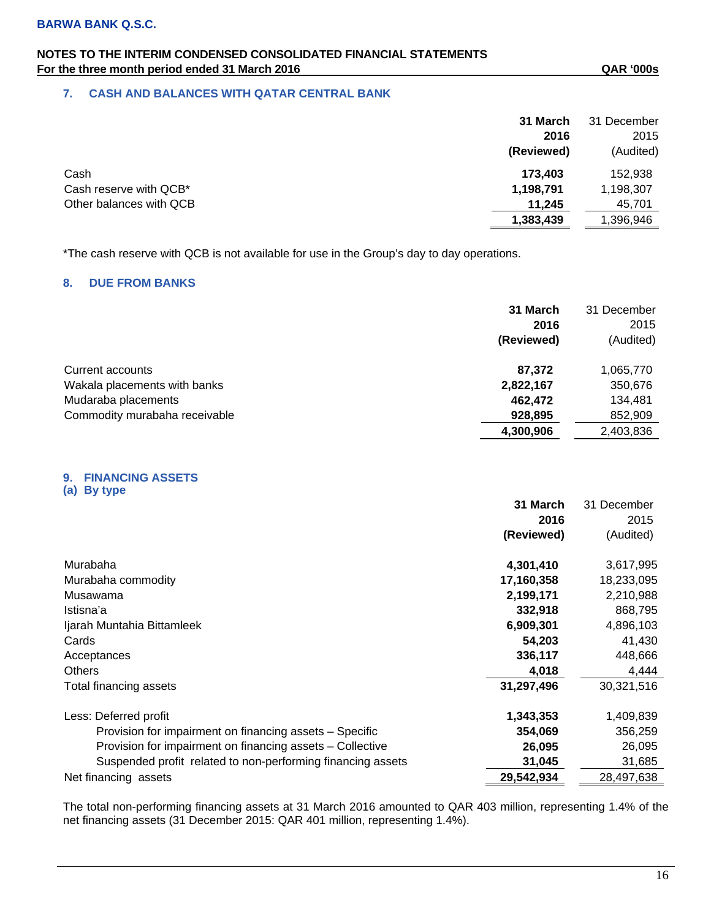**BARWA BANK Q.S.C.**

**NOTES TO THE INTERIM CONDENSED CONSOLIDATED FINANCIAL STATEMENTS**
**For the three month period ended 31 March 2016** **QAR '000s**

## 7. CASH AND BALANCES WITH QATAR CENTRAL BANK

| | **31 March 2016 (Reviewed)** | 31 December 2015 (Audited) |
|---|---|---|
| Cash | **173,403** | 152,938 |
| Cash reserve with QCB* | **1,198,791** | 1,198,307 |
| Other balances with QCB | **11,245** | 45,701 |
| | **1,383,439** | 1,396,946 |

*The cash reserve with QCB is not available for use in the Group's day to day operations.

## 8. DUE FROM BANKS

| | **31 March 2016 (Reviewed)** | 31 December 2015 (Audited) |
|---|---|---|
| Current accounts | **87,372** | 1,065,770 |
| Wakala placements with banks | **2,822,167** | 350,676 |
| Mudaraba placements | **462,472** | 134,481 |
| Commodity murabaha receivable | **928,895** | 852,909 |
| | **4,300,906** | 2,403,836 |

## 9. FINANCING ASSETS

### (a) By type

| | **31 March 2016 (Reviewed)** | 31 December 2015 (Audited) |
|---|---|---|
| Murabaha | **4,301,410** | 3,617,995 |
| Murabaha commodity | **17,160,358** | 18,233,095 |
| Musawama | **2,199,171** | 2,210,988 |
| Istisna'a | **332,918** | 868,795 |
| Ijarah Muntahia Bittamleek | **6,909,301** | 4,896,103 |
| Cards | **54,203** | 41,430 |
| Acceptances | **336,117** | 448,666 |
| Others | **4,018** | 4,444 |
| Total financing assets | **31,297,496** | 30,321,516 |
| Less: Deferred profit | **1,343,353** | 1,409,839 |
| Provision for impairment on financing assets – Specific | **354,069** | 356,259 |
| Provision for impairment on financing assets – Collective | **26,095** | 26,095 |
| Suspended profit related to non-performing financing assets | **31,045** | 31,685 |
| Net financing assets | **29,542,934** | 28,497,638 |

The total non-performing financing assets at 31 March 2016 amounted to QAR 403 million, representing 1.4% of the net financing assets (31 December 2015: QAR 401 million, representing 1.4%).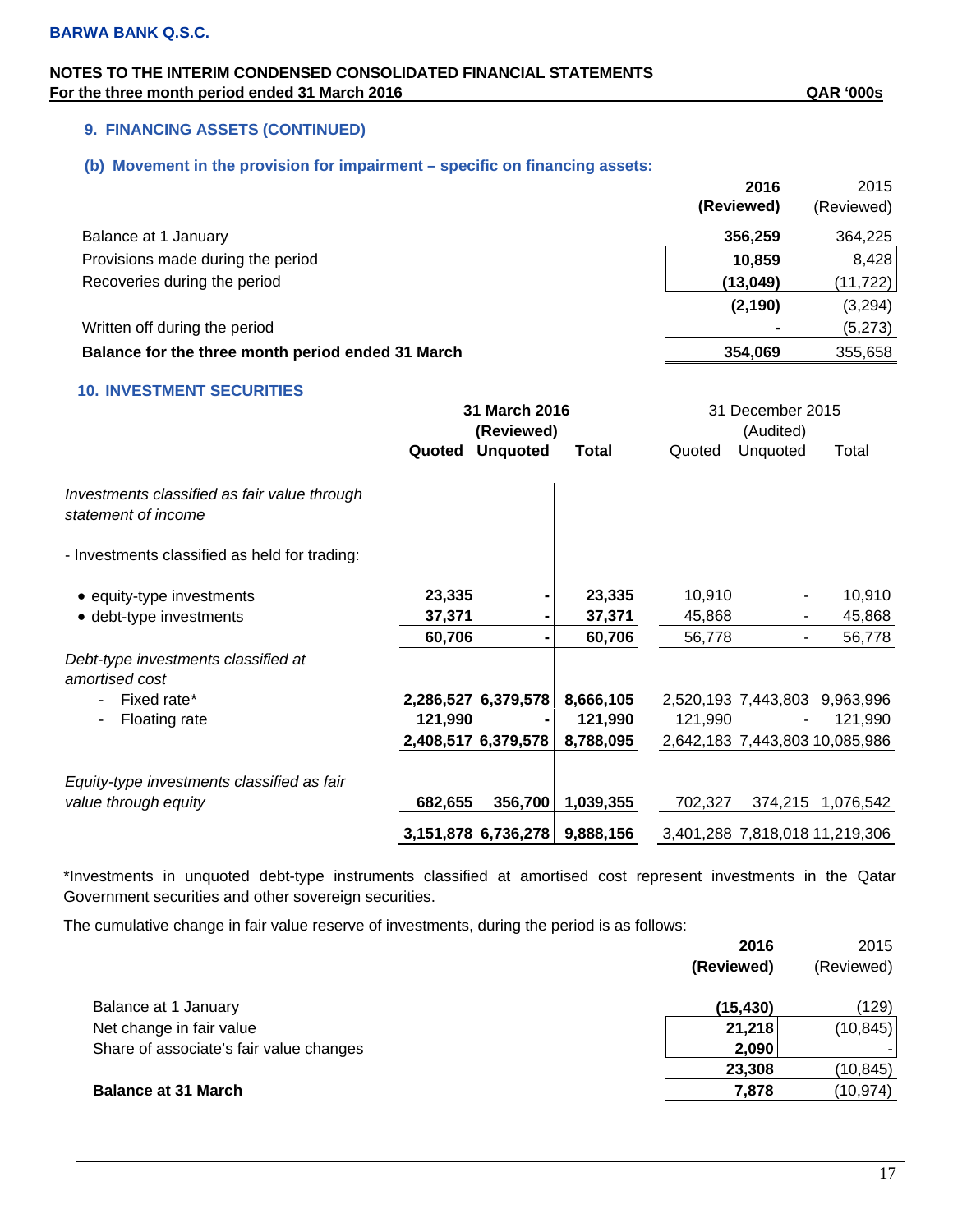**BARWA BANK Q.S.C.**

**NOTES TO THE INTERIM CONDENSED CONSOLIDATED FINANCIAL STATEMENTS**
**For the three month period ended 31 March 2016** — **QAR '000s**

## 9. FINANCING ASSETS (CONTINUED)

### (b) Movement in the provision for impairment – specific on financing assets:

| | **2016 (Reviewed)** | 2015 (Reviewed) |
|---|---|---|
| Balance at 1 January | **356,259** | 364,225 |
| Provisions made during the period | **10,859** | 8,428 |
| Recoveries during the period | **(13,049)** | (11,722) |
| | **(2,190)** | (3,294) |
| Written off during the period | **-** | (5,273) |
| **Balance for the three month period ended 31 March** | **354,069** | 355,658 |

## 10. INVESTMENT SECURITIES

| | **31 March 2016 (Reviewed)** | | | 31 December 2015 (Audited) | | |
|---|---|---|---|---|---|---|
| | **Quoted** | **Unquoted** | **Total** | Quoted | Unquoted | Total |
| *Investments classified as fair value through statement of income* | | | | | | |
| - Investments classified as held for trading: | | | | | | |
| • equity-type investments | **23,335** | **-** | **23,335** | 10,910 | - | 10,910 |
| • debt-type investments | **37,371** | **-** | **37,371** | 45,868 | - | 45,868 |
| | **60,706** | **-** | **60,706** | 56,778 | - | 56,778 |
| *Debt-type investments classified at amortised cost* | | | | | | |
| - Fixed rate* | **2,286,527** | **6,379,578** | **8,666,105** | 2,520,193 | 7,443,803 | 9,963,996 |
| - Floating rate | **121,990** | **-** | **121,990** | 121,990 | - | 121,990 |
| | **2,408,517** | **6,379,578** | **8,788,095** | 2,642,183 | 7,443,803 | 10,085,986 |
| *Equity-type investments classified as fair value through equity* | **682,655** | **356,700** | **1,039,355** | 702,327 | 374,215 | 1,076,542 |
| | **3,151,878** | **6,736,278** | **9,888,156** | 3,401,288 | 7,818,018 | 11,219,306 |

*Investments in unquoted debt-type instruments classified at amortised cost represent investments in the Qatar Government securities and other sovereign securities.

The cumulative change in fair value reserve of investments, during the period is as follows:

| | **2016 (Reviewed)** | 2015 (Reviewed) |
|---|---|---|
| Balance at 1 January | **(15,430)** | (129) |
| Net change in fair value | **21,218** | (10,845) |
| Share of associate's fair value changes | **2,090** | - |
| | **23,308** | (10,845) |
| **Balance at 31 March** | **7,878** | (10,974) |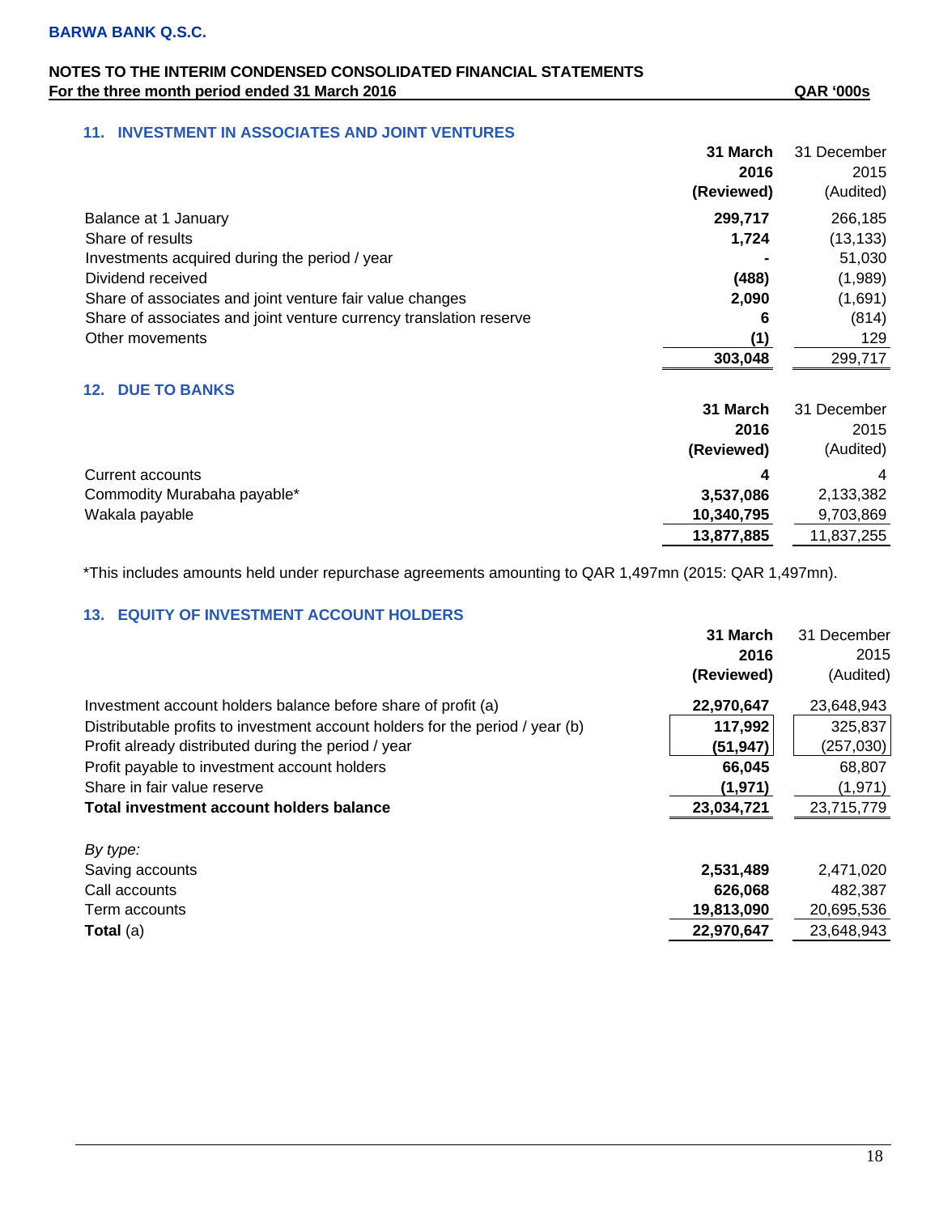**BARWA BANK Q.S.C.**

**NOTES TO THE INTERIM CONDENSED CONSOLIDATED FINANCIAL STATEMENTS**
**For the three month period ended 31 March 2016** **QAR '000s**

## 11. INVESTMENT IN ASSOCIATES AND JOINT VENTURES

| | **31 March 2016 (Reviewed)** | 31 December 2015 (Audited) |
|---|---|---|
| Balance at 1 January | **299,717** | 266,185 |
| Share of results | **1,724** | (13,133) |
| Investments acquired during the period / year | **-** | 51,030 |
| Dividend received | **(488)** | (1,989) |
| Share of associates and joint venture fair value changes | **2,090** | (1,691) |
| Share of associates and joint venture currency translation reserve | **6** | (814) |
| Other movements | **(1)** | 129 |
| | **303,048** | 299,717 |

## 12. DUE TO BANKS

| | **31 March 2016 (Reviewed)** | 31 December 2015 (Audited) |
|---|---|---|
| Current accounts | **4** | 4 |
| Commodity Murabaha payable* | **3,537,086** | 2,133,382 |
| Wakala payable | **10,340,795** | 9,703,869 |
| | **13,877,885** | 11,837,255 |

*This includes amounts held under repurchase agreements amounting to QAR 1,497mn (2015: QAR 1,497mn).

## 13. EQUITY OF INVESTMENT ACCOUNT HOLDERS

| | **31 March 2016 (Reviewed)** | 31 December 2015 (Audited) |
|---|---|---|
| Investment account holders balance before share of profit (a) | **22,970,647** | 23,648,943 |
| Distributable profits to investment account holders for the period / year (b) | **117,992** | 325,837 |
| Profit already distributed during the period / year | **(51,947)** | (257,030) |
| Profit payable to investment account holders | **66,045** | 68,807 |
| Share in fair value reserve | **(1,971)** | (1,971) |
| **Total investment account holders balance** | **23,034,721** | 23,715,779 |
| | | |
| *By type:* | | |
| Saving accounts | **2,531,489** | 2,471,020 |
| Call accounts | **626,068** | 482,387 |
| Term accounts | **19,813,090** | 20,695,536 |
| **Total** (a) | **22,970,647** | 23,648,943 |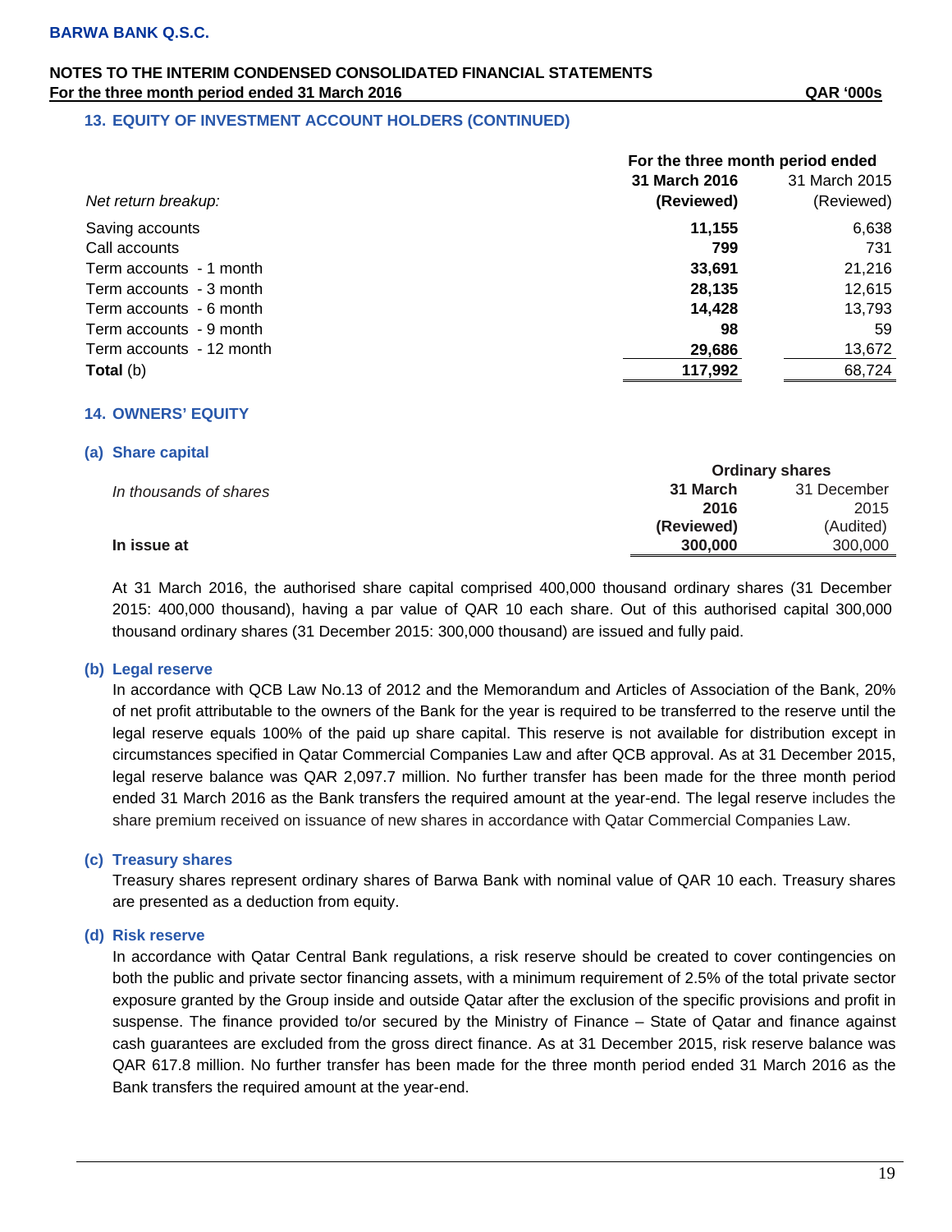## 13. EQUITY OF INVESTMENT ACCOUNT HOLDERS (CONTINUED)

| *Net return breakup:* | For the three month period ended 31 March 2016 (Reviewed) | 31 March 2015 (Reviewed) |
|---|---|---|
| Saving accounts | **11,155** | 6,638 |
| Call accounts | **799** | 731 |
| Term accounts - 1 month | **33,691** | 21,216 |
| Term accounts - 3 month | **28,135** | 12,615 |
| Term accounts - 6 month | **14,428** | 13,793 |
| Term accounts - 9 month | **98** | 59 |
| Term accounts - 12 month | **29,686** | 13,672 |
| **Total** (b) | **117,992** | 68,724 |

## 14. OWNERS' EQUITY

### (a) Share capital

| *In thousands of shares* | Ordinary shares | |
|---|---|---|
| | **31 March 2016 (Reviewed)** | 31 December 2015 (Audited) |
| **In issue at** | **300,000** | 300,000 |

At 31 March 2016, the authorised share capital comprised 400,000 thousand ordinary shares (31 December 2015: 400,000 thousand), having a par value of QAR 10 each share. Out of this authorised capital 300,000 thousand ordinary shares (31 December 2015: 300,000 thousand) are issued and fully paid.

### (b) Legal reserve

In accordance with QCB Law No.13 of 2012 and the Memorandum and Articles of Association of the Bank, 20% of net profit attributable to the owners of the Bank for the year is required to be transferred to the reserve until the legal reserve equals 100% of the paid up share capital. This reserve is not available for distribution except in circumstances specified in Qatar Commercial Companies Law and after QCB approval. As at 31 December 2015, legal reserve balance was QAR 2,097.7 million. No further transfer has been made for the three month period ended 31 March 2016 as the Bank transfers the required amount at the year-end. The legal reserve includes the share premium received on issuance of new shares in accordance with Qatar Commercial Companies Law.

### (c) Treasury shares

Treasury shares represent ordinary shares of Barwa Bank with nominal value of QAR 10 each. Treasury shares are presented as a deduction from equity.

### (d) Risk reserve

In accordance with Qatar Central Bank regulations, a risk reserve should be created to cover contingencies on both the public and private sector financing assets, with a minimum requirement of 2.5% of the total private sector exposure granted by the Group inside and outside Qatar after the exclusion of the specific provisions and profit in suspense. The finance provided to/or secured by the Ministry of Finance – State of Qatar and finance against cash guarantees are excluded from the gross direct finance. As at 31 December 2015, risk reserve balance was QAR 617.8 million. No further transfer has been made for the three month period ended 31 March 2016 as the Bank transfers the required amount at the year-end.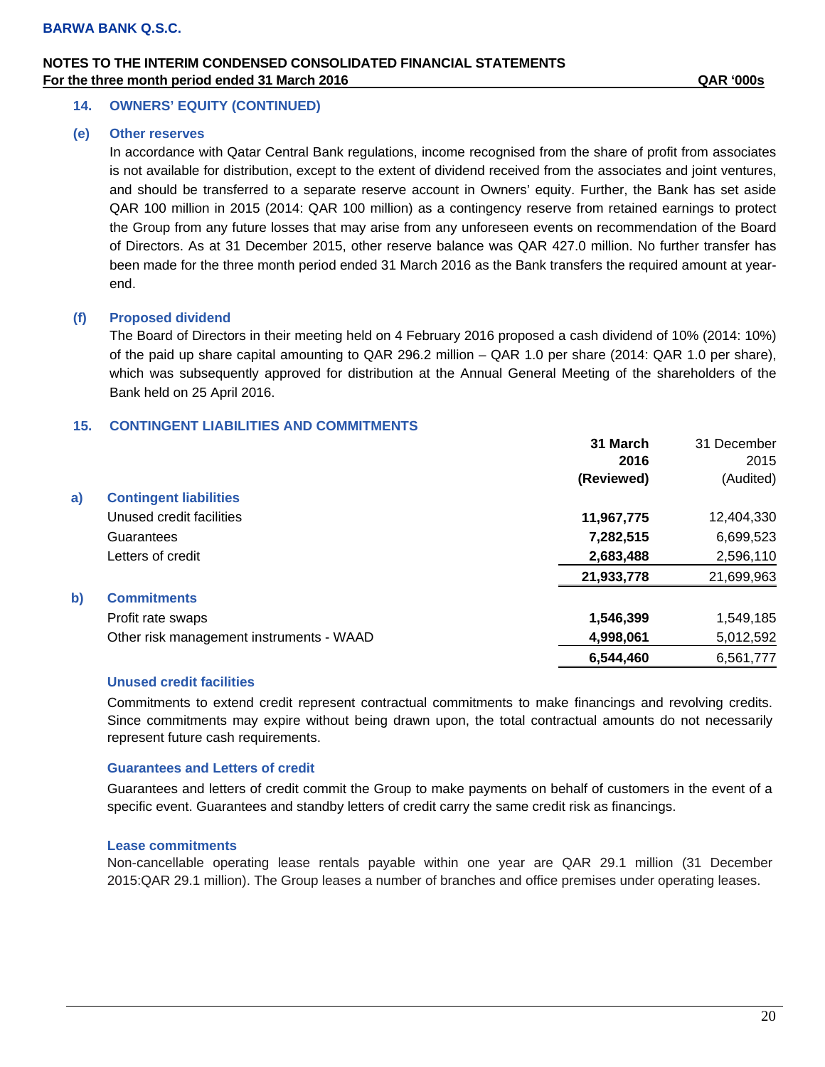BARWA BANK Q.S.C.

NOTES TO THE INTERIM CONDENSED CONSOLIDATED FINANCIAL STATEMENTS
For the three month period ended 31 March 2016 QAR '000s

## 14. OWNERS' EQUITY (CONTINUED)

### (e) Other reserves

In accordance with Qatar Central Bank regulations, income recognised from the share of profit from associates is not available for distribution, except to the extent of dividend received from the associates and joint ventures, and should be transferred to a separate reserve account in Owners' equity. Further, the Bank has set aside QAR 100 million in 2015 (2014: QAR 100 million) as a contingency reserve from retained earnings to protect the Group from any future losses that may arise from any unforeseen events on recommendation of the Board of Directors. As at 31 December 2015, other reserve balance was QAR 427.0 million. No further transfer has been made for the three month period ended 31 March 2016 as the Bank transfers the required amount at year-end.

### (f) Proposed dividend

The Board of Directors in their meeting held on 4 February 2016 proposed a cash dividend of 10% (2014: 10%) of the paid up share capital amounting to QAR 296.2 million – QAR 1.0 per share (2014: QAR 1.0 per share), which was subsequently approved for distribution at the Annual General Meeting of the shareholders of the Bank held on 25 April 2016.

## 15. CONTINGENT LIABILITIES AND COMMITMENTS

| | 31 March 2016 (Reviewed) | 31 December 2015 (Audited) |
|---|---|---|
| **a) Contingent liabilities** | | |
| Unused credit facilities | **11,967,775** | 12,404,330 |
| Guarantees | **7,282,515** | 6,699,523 |
| Letters of credit | **2,683,488** | 2,596,110 |
| | **21,933,778** | 21,699,963 |
| **b) Commitments** | | |
| Profit rate swaps | **1,546,399** | 1,549,185 |
| Other risk management instruments - WAAD | **4,998,061** | 5,012,592 |
| | **6,544,460** | 6,561,777 |

### Unused credit facilities

Commitments to extend credit represent contractual commitments to make financings and revolving credits. Since commitments may expire without being drawn upon, the total contractual amounts do not necessarily represent future cash requirements.

### Guarantees and Letters of credit

Guarantees and letters of credit commit the Group to make payments on behalf of customers in the event of a specific event. Guarantees and standby letters of credit carry the same credit risk as financings.

### Lease commitments

Non-cancellable operating lease rentals payable within one year are QAR 29.1 million (31 December 2015:QAR 29.1 million). The Group leases a number of branches and office premises under operating leases.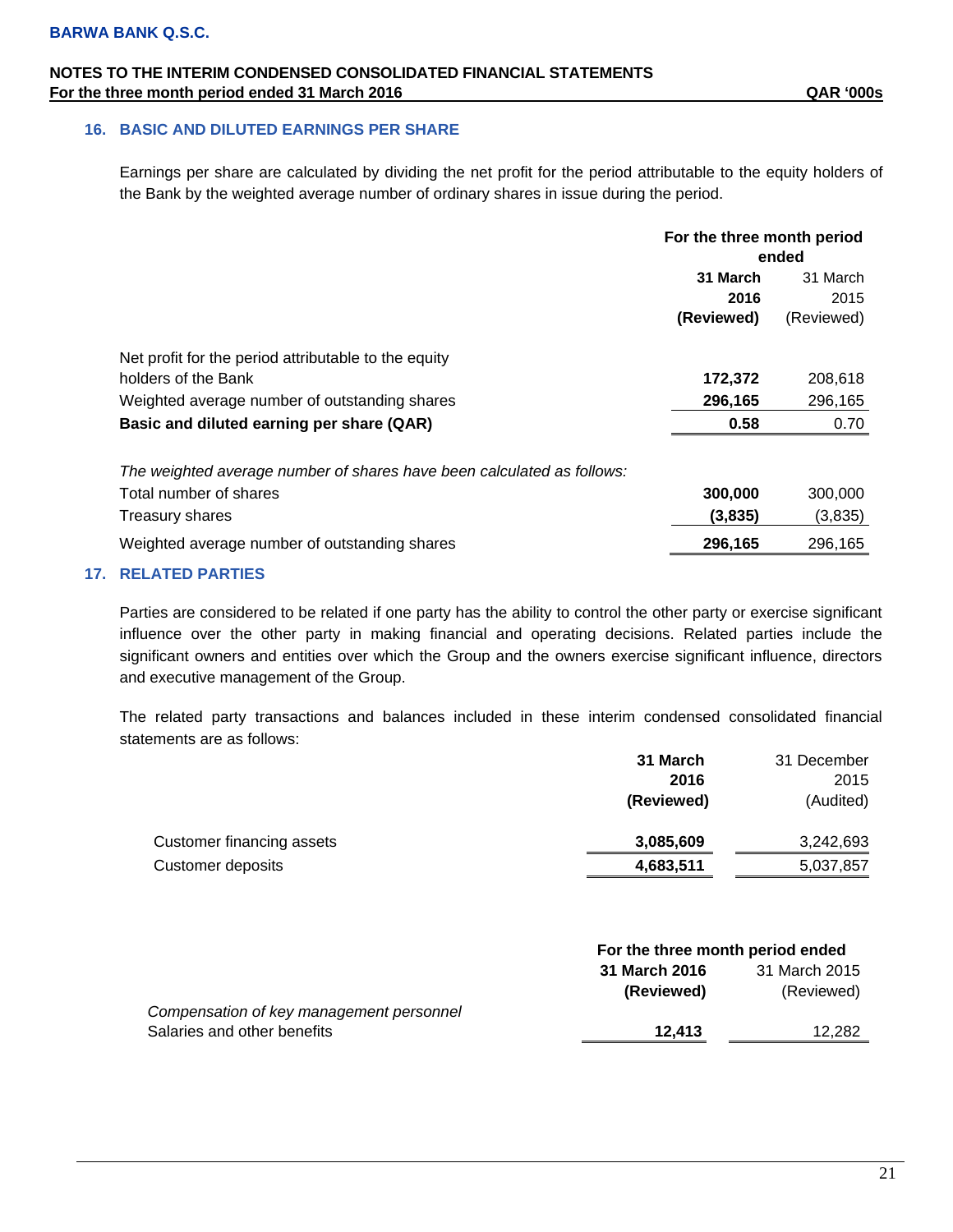## 16. BASIC AND DILUTED EARNINGS PER SHARE

Earnings per share are calculated by dividing the net profit for the period attributable to the equity holders of the Bank by the weighted average number of ordinary shares in issue during the period.

| | For the three month period ended | |
|---|---|---|
| | **31 March 2016 (Reviewed)** | 31 March 2015 (Reviewed) |
| Net profit for the period attributable to the equity holders of the Bank | **172,372** | 208,618 |
| Weighted average number of outstanding shares | **296,165** | 296,165 |
| **Basic and diluted earning per share (QAR)** | **0.58** | 0.70 |
| *The weighted average number of shares have been calculated as follows:* | | |
| Total number of shares | **300,000** | 300,000 |
| Treasury shares | **(3,835)** | (3,835) |
| Weighted average number of outstanding shares | **296,165** | 296,165 |

## 17. RELATED PARTIES

Parties are considered to be related if one party has the ability to control the other party or exercise significant influence over the other party in making financial and operating decisions. Related parties include the significant owners and entities over which the Group and the owners exercise significant influence, directors and executive management of the Group.

The related party transactions and balances included in these interim condensed consolidated financial statements are as follows:

| | **31 March 2016 (Reviewed)** | 31 December 2015 (Audited) |
|---|---|---|
| Customer financing assets | **3,085,609** | 3,242,693 |
| Customer deposits | **4,683,511** | 5,037,857 |

| | For the three month period ended | |
|---|---|---|
| | **31 March 2016 (Reviewed)** | 31 March 2015 (Reviewed) |
| *Compensation of key management personnel* | | |
| Salaries and other benefits | **12,413** | 12,282 |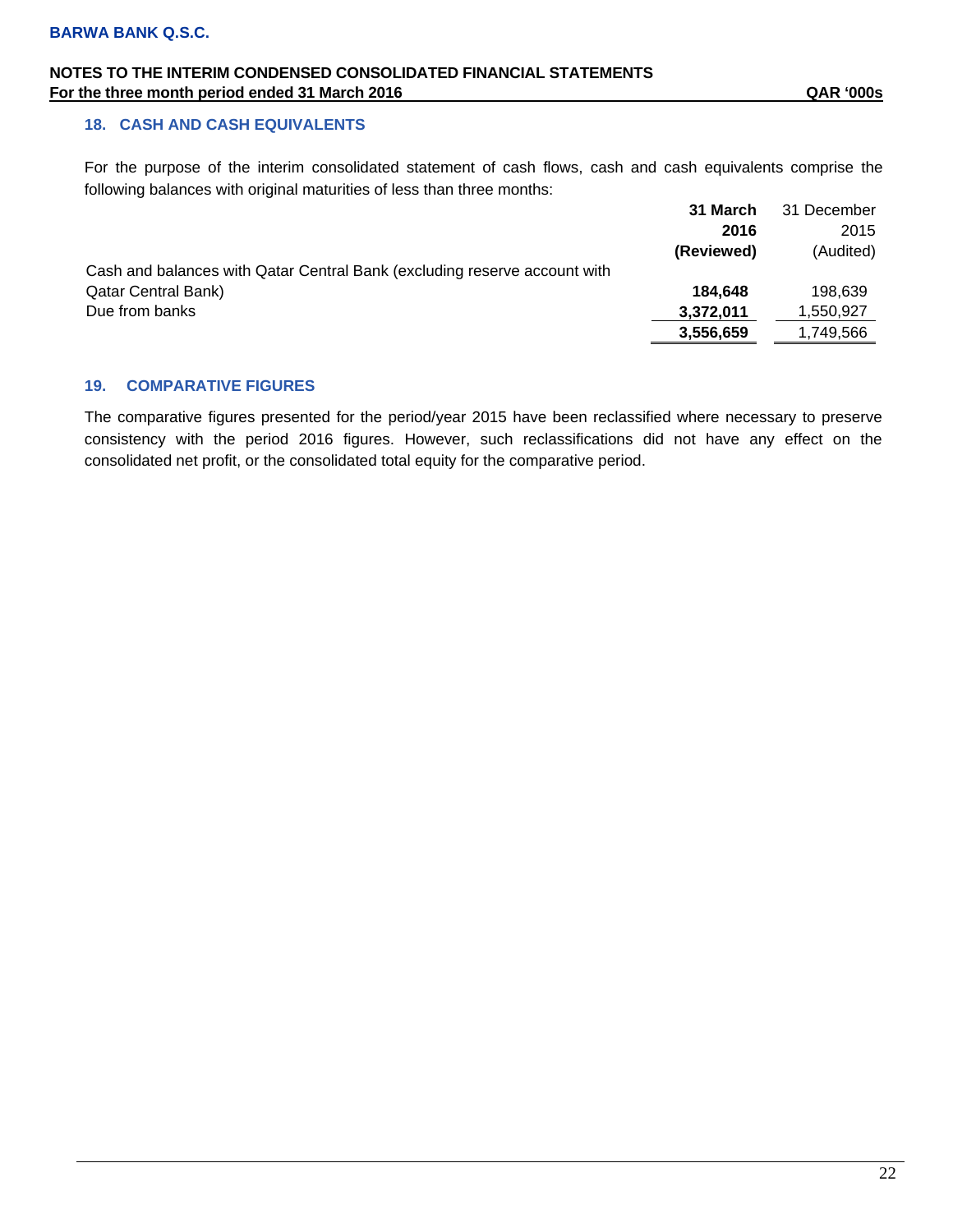## 18. CASH AND CASH EQUIVALENTS

For the purpose of the interim consolidated statement of cash flows, cash and cash equivalents comprise the following balances with original maturities of less than three months:

| | **31 March 2016 (Reviewed)** | 31 December 2015 (Audited) |
|---|---|---|
| Cash and balances with Qatar Central Bank (excluding reserve account with Qatar Central Bank) | **184,648** | 198,639 |
| Due from banks | **3,372,011** | 1,550,927 |
| | **3,556,659** | 1,749,566 |

## 19. COMPARATIVE FIGURES

The comparative figures presented for the period/year 2015 have been reclassified where necessary to preserve consistency with the period 2016 figures. However, such reclassifications did not have any effect on the consolidated net profit, or the consolidated total equity for the comparative period.